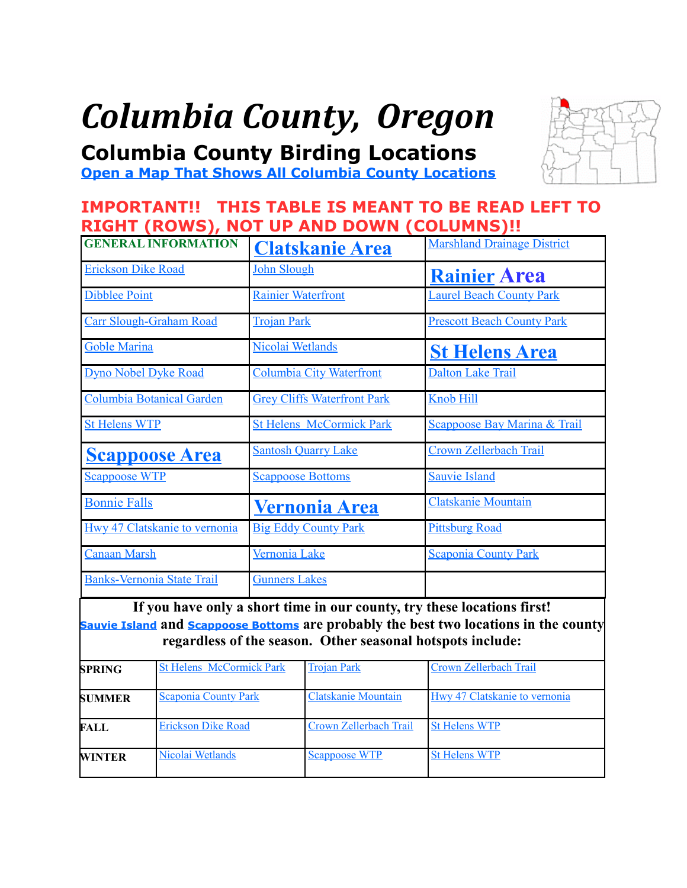# *Columbia County, Oregon*

## Columbia County Birding Locations

**Open a Map That Shows All Columbia County Locations**

**IMPORTANT!! THIS TABLE IS MEANT TO BE READ LEFT TO RIGHT (ROWS), NOT UP AND DOWN (COLUMNS)!!**

| | | |
|---|---|---|
| **GENERAL INFORMATION** | **Clatskanie Area** | Marshland Drainage District |
| Erickson Dike Road | John Slough | **Rainier Area** |
| Dibblee Point | Rainier Waterfront | Laurel Beach County Park |
| Carr Slough-Graham Road | Trojan Park | Prescott Beach County Park |
| Goble Marina | Nicolai Wetlands | **St Helens Area** |
| Dyno Nobel Dyke Road | Columbia City Waterfront | Dalton Lake Trail |
| Columbia Botanical Garden | Grey Cliffs Waterfront Park | Knob Hill |
| St Helens WTP | St Helens McCormick Park | Scappoose Bay Marina & Trail |
| **Scappoose Area** | Santosh Quarry Lake | Crown Zellerbach Trail |
| Scappoose WTP | Scappoose Bottoms | Sauvie Island |
| Bonnie Falls | **Vernonia Area** | Clatskanie Mountain |
| Hwy 47 Clatskanie to vernonia | Big Eddy County Park | Pittsburg Road |
| Canaan Marsh | Vernonia Lake | Scaponia County Park |
| Banks-Vernonia State Trail | Gunners Lakes | |

**If you have only a short time in our county, try these locations first!**
**Sauvie Island and Scappoose Bottoms are probably the best two locations in the county regardless of the season. Other seasonal hotspots include:**

| | | | |
|---|---|---|---|
| **SPRING** | St Helens McCormick Park | Trojan Park | Crown Zellerbach Trail |
| **SUMMER** | Scaponia County Park | Clatskanie Mountain | Hwy 47 Clatskanie to vernonia |
| **FALL** | Erickson Dike Road | Crown Zellerbach Trail | St Helens WTP |
| **WINTER** | Nicolai Wetlands | Scappoose WTP | St Helens WTP |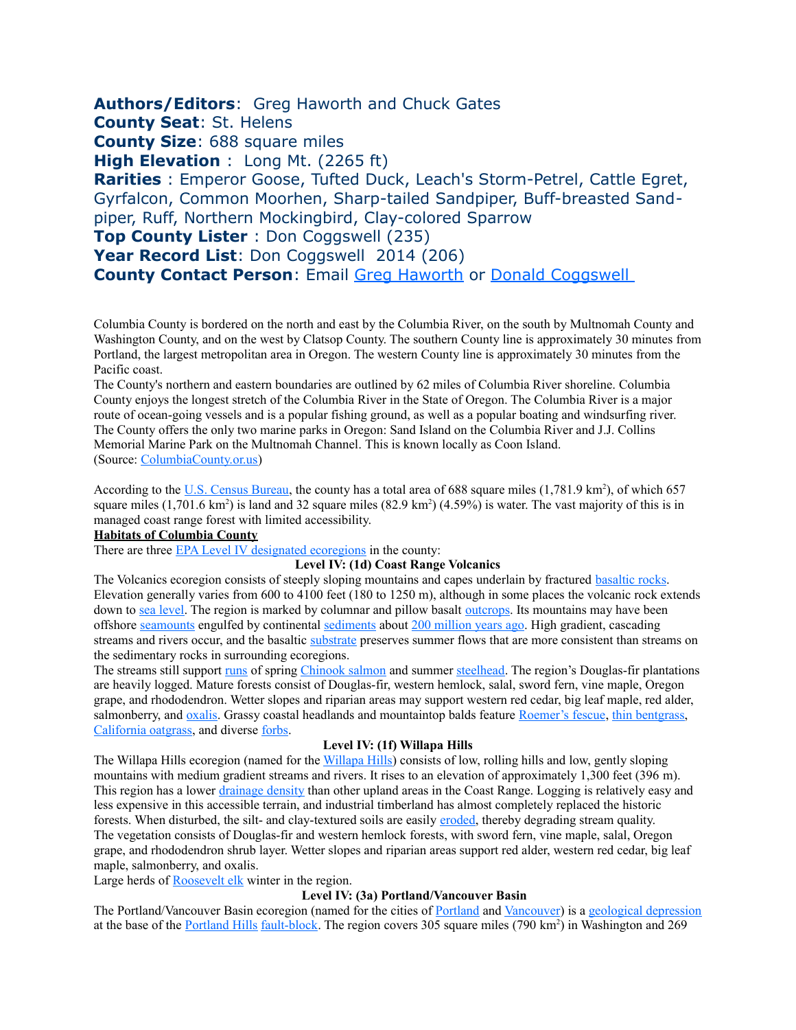**Authors/Editors**: Greg Haworth and Chuck Gates
**County Seat**: St. Helens
**County Size**: 688 square miles
**High Elevation** : Long Mt. (2265 ft)
**Rarities** : Emperor Goose, Tufted Duck, Leach's Storm-Petrel, Cattle Egret, Gyrfalcon, Common Moorhen, Sharp-tailed Sandpiper, Buff-breasted Sandpiper, Ruff, Northern Mockingbird, Clay-colored Sparrow
**Top County Lister** : Don Coggswell (235)
**Year Record List**: Don Coggswell 2014 (206)
**County Contact Person**: Email [Greg Haworth] or [Donald Coggswell]

Columbia County is bordered on the north and east by the Columbia River, on the south by Multnomah County and Washington County, and on the west by Clatsop County. The southern County line is approximately 30 minutes from Portland, the largest metropolitan area in Oregon. The western County line is approximately 30 minutes from the Pacific coast.
The County's northern and eastern boundaries are outlined by 62 miles of Columbia River shoreline. Columbia County enjoys the longest stretch of the Columbia River in the State of Oregon. The Columbia River is a major route of ocean-going vessels and is a popular fishing ground, as well as a popular boating and windsurfing river. The County offers the only two marine parks in Oregon: Sand Island on the Columbia River and J.J. Collins Memorial Marine Park on the Multnomah Channel. This is known locally as Coon Island.
(Source: ColumbiaCounty.or.us)

According to the U.S. Census Bureau, the county has a total area of 688 square miles (1,781.9 km$^2$), of which 657 square miles (1,701.6 km$^2$) is land and 32 square miles (82.9 km$^2$) (4.59%) is water. The vast majority of this is in managed coast range forest with limited accessibility.

## Habitats of Columbia County

There are three EPA Level IV designated ecoregions in the county:

### Level IV: (1d) Coast Range Volcanics

The Volcanics ecoregion consists of steeply sloping mountains and capes underlain by fractured basaltic rocks. Elevation generally varies from 600 to 4100 feet (180 to 1250 m), although in some places the volcanic rock extends down to sea level. The region is marked by columnar and pillow basalt outcrops. Its mountains may have been offshore seamounts engulfed by continental sediments about 200 million years ago. High gradient, cascading streams and rivers occur, and the basaltic substrate preserves summer flows that are more consistent than streams on the sedimentary rocks in surrounding ecoregions.
The streams still support runs of spring Chinook salmon and summer steelhead. The region's Douglas-fir plantations are heavily logged. Mature forests consist of Douglas-fir, western hemlock, salal, sword fern, vine maple, Oregon grape, and rhododendron. Wetter slopes and riparian areas may support western red cedar, big leaf maple, red alder, salmonberry, and oxalis. Grassy coastal headlands and mountaintop balds feature Roemer's fescue, thin bentgrass, California oatgrass, and diverse forbs.

### Level IV: (1f) Willapa Hills

The Willapa Hills ecoregion (named for the Willapa Hills) consists of low, rolling hills and low, gently sloping mountains with medium gradient streams and rivers. It rises to an elevation of approximately 1,300 feet (396 m). This region has a lower drainage density than other upland areas in the Coast Range. Logging is relatively easy and less expensive in this accessible terrain, and industrial timberland has almost completely replaced the historic forests. When disturbed, the silt- and clay-textured soils are easily eroded, thereby degrading stream quality.
The vegetation consists of Douglas-fir and western hemlock forests, with sword fern, vine maple, salal, Oregon grape, and rhododendron shrub layer. Wetter slopes and riparian areas support red alder, western red cedar, big leaf maple, salmonberry, and oxalis.
Large herds of Roosevelt elk winter in the region.

### Level IV: (3a) Portland/Vancouver Basin

The Portland/Vancouver Basin ecoregion (named for the cities of Portland and Vancouver) is a geological depression at the base of the Portland Hills fault-block. The region covers 305 square miles (790 km$^2$) in Washington and 269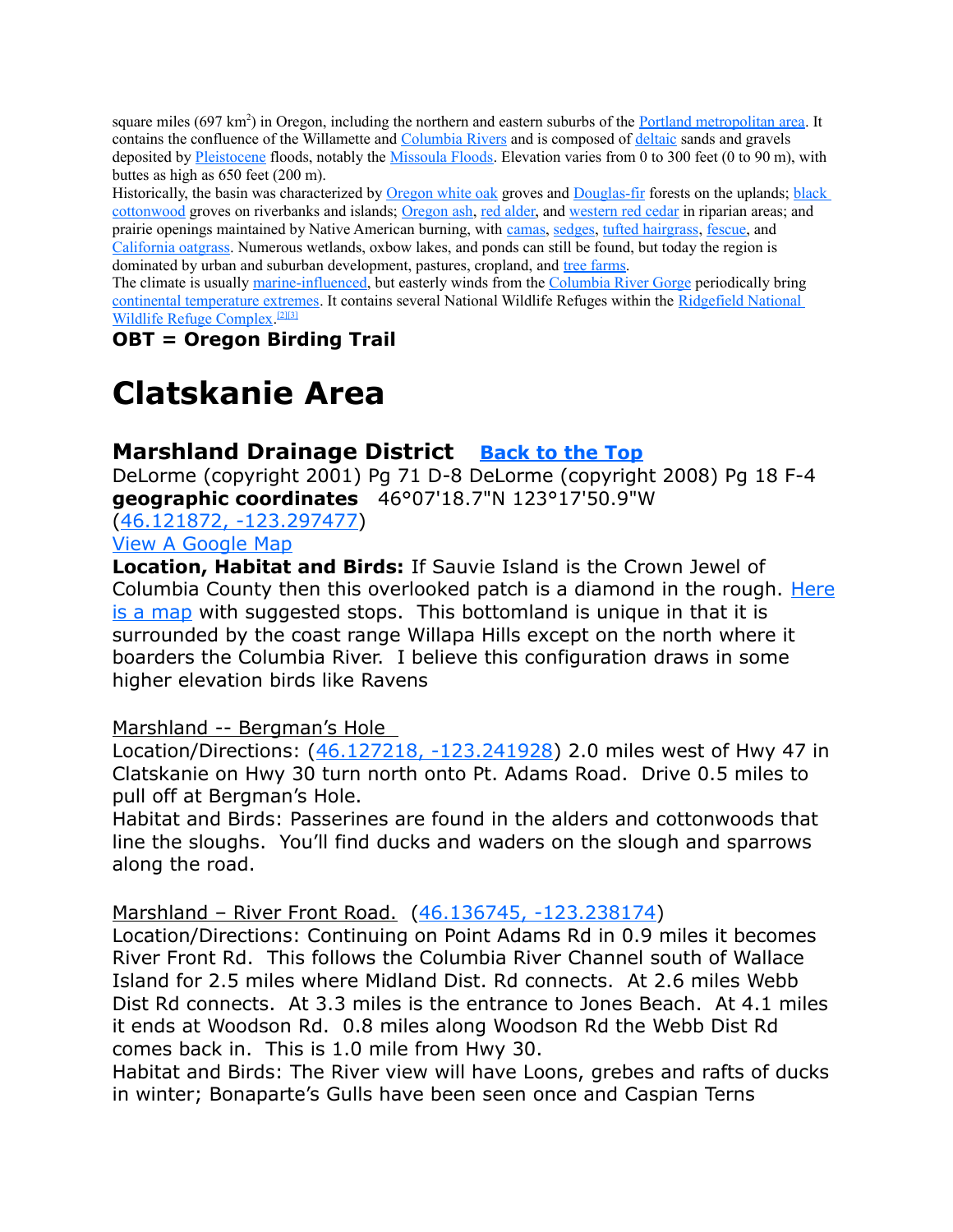square miles (697 km$^2$) in Oregon, including the northern and eastern suburbs of the Portland metropolitan area. It contains the confluence of the Willamette and Columbia Rivers and is composed of deltaic sands and gravels deposited by Pleistocene floods, notably the Missoula Floods. Elevation varies from 0 to 300 feet (0 to 90 m), with buttes as high as 650 feet (200 m).

Historically, the basin was characterized by Oregon white oak groves and Douglas-fir forests on the uplands; black cottonwood groves on riverbanks and islands; Oregon ash, red alder, and western red cedar in riparian areas; and prairie openings maintained by Native American burning, with camas, sedges, tufted hairgrass, fescue, and California oatgrass. Numerous wetlands, oxbow lakes, and ponds can still be found, but today the region is dominated by urban and suburban development, pastures, cropland, and tree farms.

The climate is usually marine-influenced, but easterly winds from the Columbia River Gorge periodically bring continental temperature extremes. It contains several National Wildlife Refuges within the Ridgefield National Wildlife Refuge Complex.[2][3]

**OBT = Oregon Birding Trail**

# Clatskanie Area

## Marshland Drainage District   Back to the Top

DeLorme (copyright 2001) Pg 71 D-8 DeLorme (copyright 2008) Pg 18 F-4

**geographic coordinates**  46°07'18.7"N 123°17'50.9"W

(46.121872, -123.297477)

View A Google Map

**Location, Habitat and Birds:** If Sauvie Island is the Crown Jewel of Columbia County then this overlooked patch is a diamond in the rough. Here is a map with suggested stops.  This bottomland is unique in that it is surrounded by the coast range Willapa Hills except on the north where it boarders the Columbia River.  I believe this configuration draws in some higher elevation birds like Ravens

Marshland -- Bergman's Hole

Location/Directions: (46.127218, -123.241928) 2.0 miles west of Hwy 47 in Clatskanie on Hwy 30 turn north onto Pt. Adams Road.  Drive 0.5 miles to pull off at Bergman's Hole.

Habitat and Birds: Passerines are found in the alders and cottonwoods that line the sloughs.  You'll find ducks and waders on the slough and sparrows along the road.

Marshland – River Front Road.  (46.136745, -123.238174)

Location/Directions: Continuing on Point Adams Rd in 0.9 miles it becomes River Front Rd.  This follows the Columbia River Channel south of Wallace Island for 2.5 miles where Midland Dist. Rd connects.  At 2.6 miles Webb Dist Rd connects.  At 3.3 miles is the entrance to Jones Beach.  At 4.1 miles it ends at Woodson Rd.  0.8 miles along Woodson Rd the Webb Dist Rd comes back in.  This is 1.0 mile from Hwy 30.

Habitat and Birds: The River view will have Loons, grebes and rafts of ducks in winter; Bonaparte's Gulls have been seen once and Caspian Terns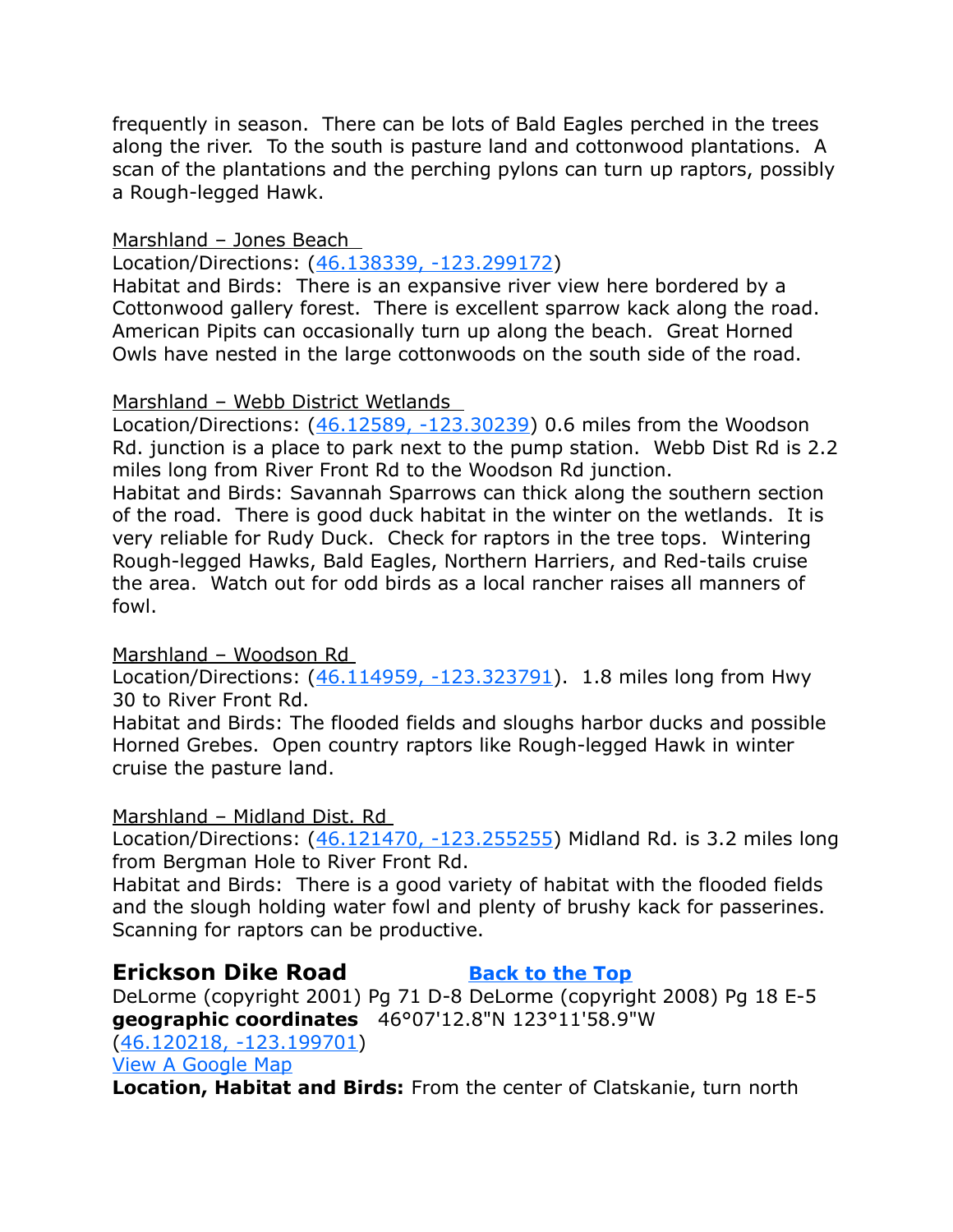frequently in season. There can be lots of Bald Eagles perched in the trees along the river. To the south is pasture land and cottonwood plantations. A scan of the plantations and the perching pylons can turn up raptors, possibly a Rough-legged Hawk.

Marshland – Jones Beach

Location/Directions: (46.138339, -123.299172)

Habitat and Birds: There is an expansive river view here bordered by a Cottonwood gallery forest. There is excellent sparrow kack along the road. American Pipits can occasionally turn up along the beach. Great Horned Owls have nested in the large cottonwoods on the south side of the road.

Marshland – Webb District Wetlands

Location/Directions: (46.12589, -123.30239) 0.6 miles from the Woodson Rd. junction is a place to park next to the pump station. Webb Dist Rd is 2.2 miles long from River Front Rd to the Woodson Rd junction.

Habitat and Birds: Savannah Sparrows can thick along the southern section of the road. There is good duck habitat in the winter on the wetlands. It is very reliable for Rudy Duck. Check for raptors in the tree tops. Wintering Rough-legged Hawks, Bald Eagles, Northern Harriers, and Red-tails cruise the area. Watch out for odd birds as a local rancher raises all manners of fowl.

Marshland – Woodson Rd

Location/Directions: (46.114959, -123.323791). 1.8 miles long from Hwy 30 to River Front Rd.

Habitat and Birds: The flooded fields and sloughs harbor ducks and possible Horned Grebes. Open country raptors like Rough-legged Hawk in winter cruise the pasture land.

Marshland – Midland Dist. Rd

Location/Directions: (46.121470, -123.255255) Midland Rd. is 3.2 miles long from Bergman Hole to River Front Rd.

Habitat and Birds: There is a good variety of habitat with the flooded fields and the slough holding water fowl and plenty of brushy kack for passerines. Scanning for raptors can be productive.

## Erickson Dike Road

Back to the Top

DeLorme (copyright 2001) Pg 71 D-8 DeLorme (copyright 2008) Pg 18 E-5

**geographic coordinates** 46°07'12.8"N 123°11'58.9"W

(46.120218, -123.199701)

View A Google Map

**Location, Habitat and Birds:** From the center of Clatskanie, turn north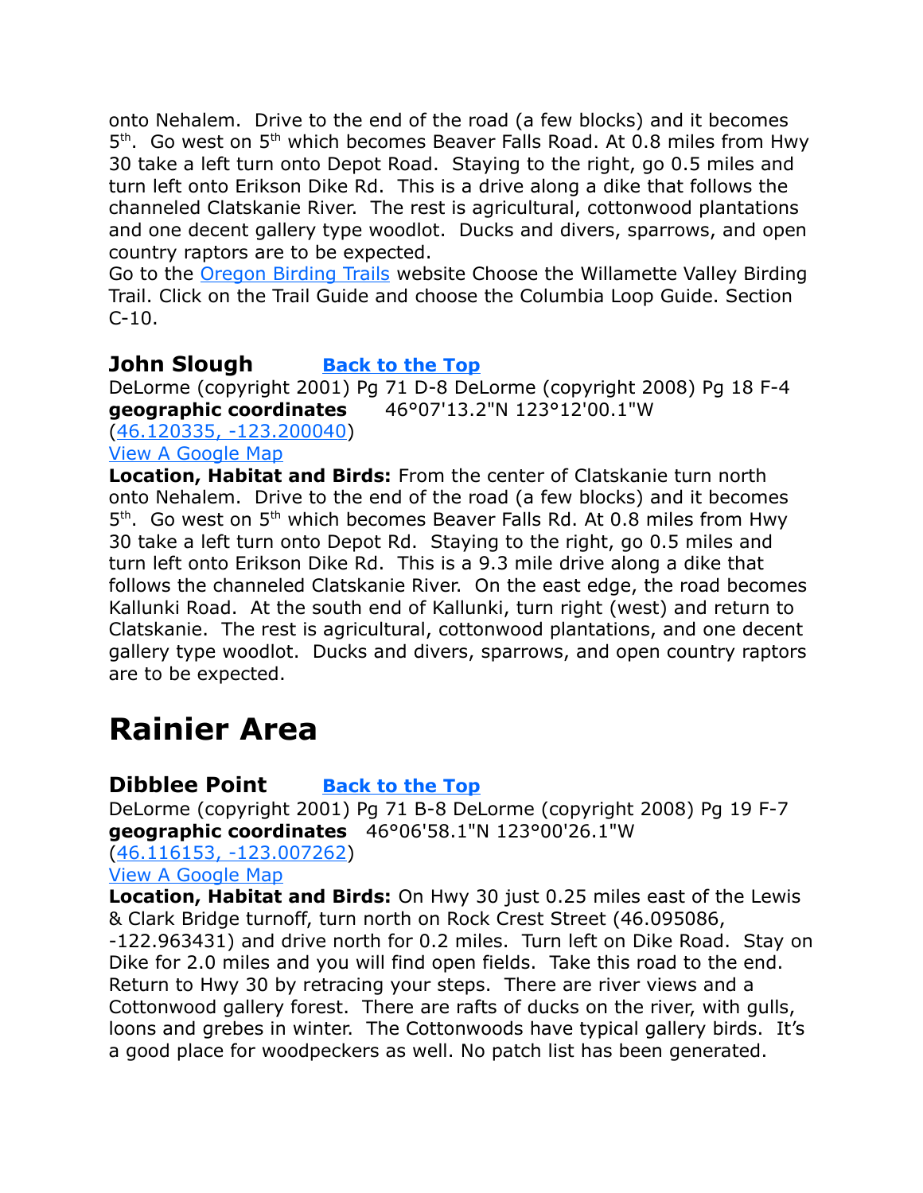onto Nehalem. Drive to the end of the road (a few blocks) and it becomes 5th. Go west on 5th which becomes Beaver Falls Road. At 0.8 miles from Hwy 30 take a left turn onto Depot Road. Staying to the right, go 0.5 miles and turn left onto Erikson Dike Rd. This is a drive along a dike that follows the channeled Clatskanie River. The rest is agricultural, cottonwood plantations and one decent gallery type woodlot. Ducks and divers, sparrows, and open country raptors are to be expected.
Go to the [Oregon Birding Trails]() website Choose the Willamette Valley Birding Trail. Click on the Trail Guide and choose the Columbia Loop Guide. Section C-10.

### John Slough [Back to the Top]()

DeLorme (copyright 2001) Pg 71 D-8 DeLorme (copyright 2008) Pg 18 F-4
**geographic coordinates** 46°07'13.2"N 123°12'00.1"W
([46.120335, -123.200040]())
[View A Google Map]()
**Location, Habitat and Birds:** From the center of Clatskanie turn north onto Nehalem. Drive to the end of the road (a few blocks) and it becomes 5th. Go west on 5th which becomes Beaver Falls Rd. At 0.8 miles from Hwy 30 take a left turn onto Depot Rd. Staying to the right, go 0.5 miles and turn left onto Erikson Dike Rd. This is a 9.3 mile drive along a dike that follows the channeled Clatskanie River. On the east edge, the road becomes Kallunki Road. At the south end of Kallunki, turn right (west) and return to Clatskanie. The rest is agricultural, cottonwood plantations, and one decent gallery type woodlot. Ducks and divers, sparrows, and open country raptors are to be expected.

# Rainier Area

### Dibblee Point [Back to the Top]()

DeLorme (copyright 2001) Pg 71 B-8 DeLorme (copyright 2008) Pg 19 F-7
**geographic coordinates** 46°06'58.1"N 123°00'26.1"W
([46.116153, -123.007262]())
[View A Google Map]()
**Location, Habitat and Birds:** On Hwy 30 just 0.25 miles east of the Lewis & Clark Bridge turnoff, turn north on Rock Crest Street (46.095086, -122.963431) and drive north for 0.2 miles. Turn left on Dike Road. Stay on Dike for 2.0 miles and you will find open fields. Take this road to the end. Return to Hwy 30 by retracing your steps. There are river views and a Cottonwood gallery forest. There are rafts of ducks on the river, with gulls, loons and grebes in winter. The Cottonwoods have typical gallery birds. It's a good place for woodpeckers as well. No patch list has been generated.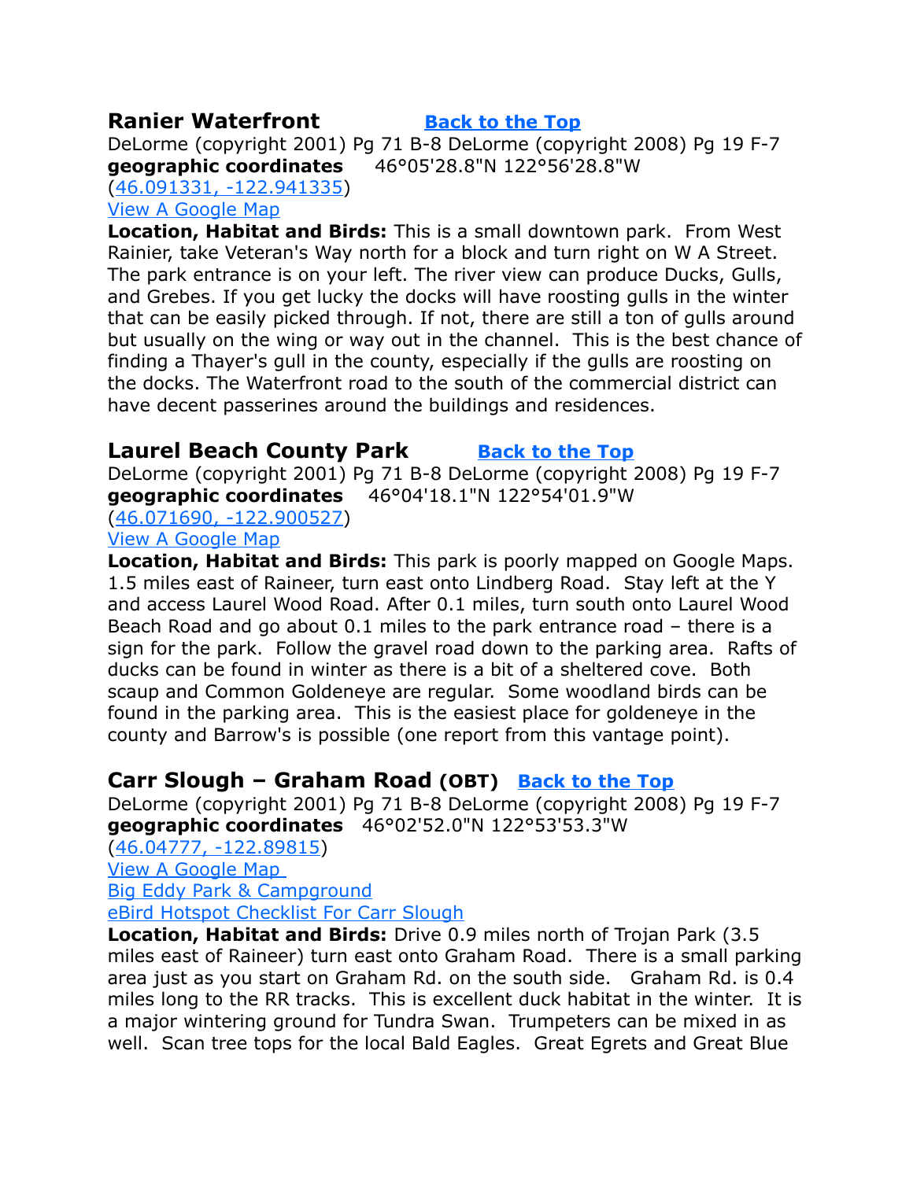## Ranier Waterfront [Back to the Top]

DeLorme (copyright 2001) Pg 71 B-8 DeLorme (copyright 2008) Pg 19 F-7
**geographic coordinates** 46°05'28.8"N 122°56'28.8"W
(46.091331, -122.941335)
View A Google Map

**Location, Habitat and Birds:** This is a small downtown park. From West Rainier, take Veteran's Way north for a block and turn right on W A Street. The park entrance is on your left. The river view can produce Ducks, Gulls, and Grebes. If you get lucky the docks will have roosting gulls in the winter that can be easily picked through. If not, there are still a ton of gulls around but usually on the wing or way out in the channel. This is the best chance of finding a Thayer's gull in the county, especially if the gulls are roosting on the docks. The Waterfront road to the south of the commercial district can have decent passerines around the buildings and residences.

## Laurel Beach County Park [Back to the Top]

DeLorme (copyright 2001) Pg 71 B-8 DeLorme (copyright 2008) Pg 19 F-7
**geographic coordinates** 46°04'18.1"N 122°54'01.9"W
(46.071690, -122.900527)
View A Google Map

**Location, Habitat and Birds:** This park is poorly mapped on Google Maps. 1.5 miles east of Raineer, turn east onto Lindberg Road. Stay left at the Y and access Laurel Wood Road. After 0.1 miles, turn south onto Laurel Wood Beach Road and go about 0.1 miles to the park entrance road – there is a sign for the park. Follow the gravel road down to the parking area. Rafts of ducks can be found in winter as there is a bit of a sheltered cove. Both scaup and Common Goldeneye are regular. Some woodland birds can be found in the parking area. This is the easiest place for goldeneye in the county and Barrow's is possible (one report from this vantage point).

## Carr Slough – Graham Road (OBT) [Back to the Top]

DeLorme (copyright 2001) Pg 71 B-8 DeLorme (copyright 2008) Pg 19 F-7
**geographic coordinates** 46°02'52.0"N 122°53'53.3"W
(46.04777, -122.89815)
View A Google Map
Big Eddy Park & Campground
eBird Hotspot Checklist For Carr Slough

**Location, Habitat and Birds:** Drive 0.9 miles north of Trojan Park (3.5 miles east of Raineer) turn east onto Graham Road. There is a small parking area just as you start on Graham Rd. on the south side. Graham Rd. is 0.4 miles long to the RR tracks. This is excellent duck habitat in the winter. It is a major wintering ground for Tundra Swan. Trumpeters can be mixed in as well. Scan tree tops for the local Bald Eagles. Great Egrets and Great Blue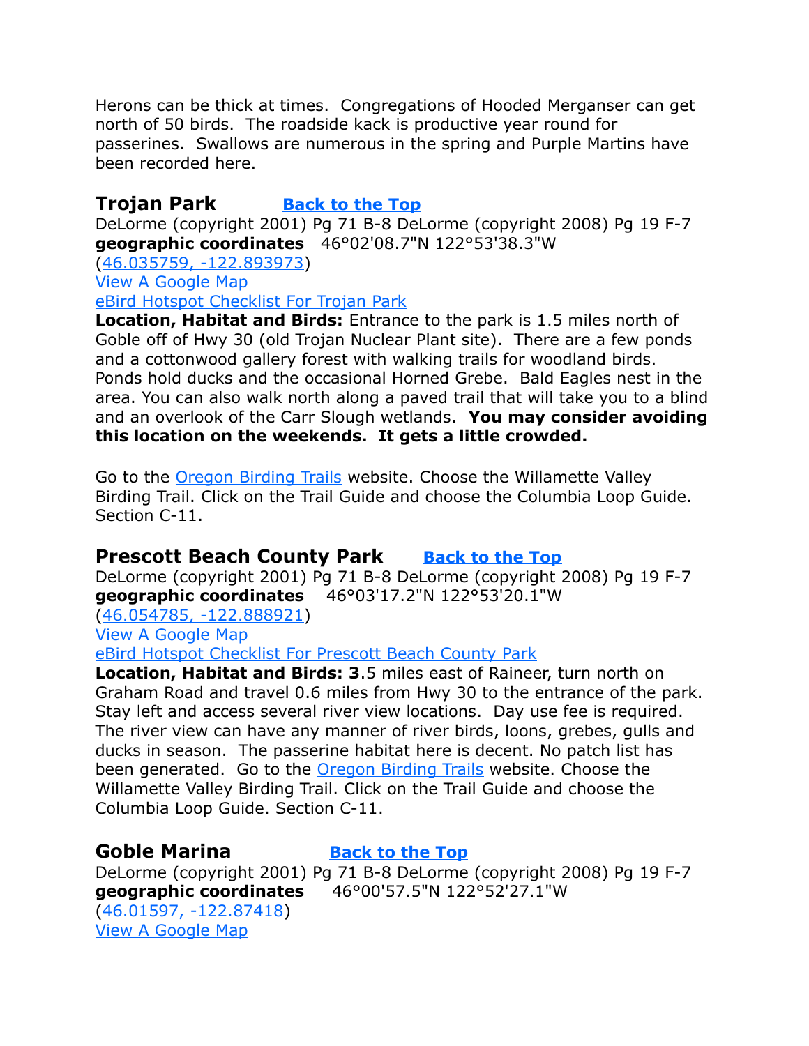Herons can be thick at times. Congregations of Hooded Merganser can get north of 50 birds. The roadside kack is productive year round for passerines. Swallows are numerous in the spring and Purple Martins have been recorded here.

## Trojan Park [Back to the Top]

DeLorme (copyright 2001) Pg 71 B-8 DeLorme (copyright 2008) Pg 19 F-7
**geographic coordinates** 46°02'08.7"N 122°53'38.3"W
(46.035759, -122.893973)
View A Google Map
eBird Hotspot Checklist For Trojan Park
**Location, Habitat and Birds:** Entrance to the park is 1.5 miles north of Goble off of Hwy 30 (old Trojan Nuclear Plant site). There are a few ponds and a cottonwood gallery forest with walking trails for woodland birds. Ponds hold ducks and the occasional Horned Grebe. Bald Eagles nest in the area. You can also walk north along a paved trail that will take you to a blind and an overlook of the Carr Slough wetlands. **You may consider avoiding this location on the weekends. It gets a little crowded.**

Go to the Oregon Birding Trails website. Choose the Willamette Valley Birding Trail. Click on the Trail Guide and choose the Columbia Loop Guide. Section C-11.

## Prescott Beach County Park [Back to the Top]

DeLorme (copyright 2001) Pg 71 B-8 DeLorme (copyright 2008) Pg 19 F-7
**geographic coordinates** 46°03'17.2"N 122°53'20.1"W
(46.054785, -122.888921)
View A Google Map
eBird Hotspot Checklist For Prescott Beach County Park
**Location, Habitat and Birds: 3**.5 miles east of Raineer, turn north on Graham Road and travel 0.6 miles from Hwy 30 to the entrance of the park. Stay left and access several river view locations. Day use fee is required. The river view can have any manner of river birds, loons, grebes, gulls and ducks in season. The passerine habitat here is decent. No patch list has been generated. Go to the Oregon Birding Trails website. Choose the Willamette Valley Birding Trail. Click on the Trail Guide and choose the Columbia Loop Guide. Section C-11.

## Goble Marina [Back to the Top]

DeLorme (copyright 2001) Pg 71 B-8 DeLorme (copyright 2008) Pg 19 F-7
**geographic coordinates** 46°00'57.5"N 122°52'27.1"W
(46.01597, -122.87418)
View A Google Map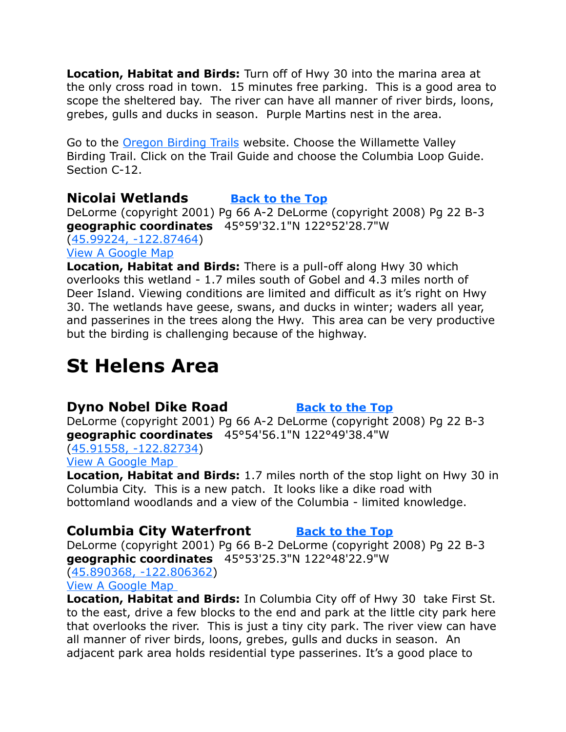**Location, Habitat and Birds:** Turn off of Hwy 30 into the marina area at the only cross road in town. 15 minutes free parking. This is a good area to scope the sheltered bay. The river can have all manner of river birds, loons, grebes, gulls and ducks in season. Purple Martins nest in the area.

Go to the Oregon Birding Trails website. Choose the Willamette Valley Birding Trail. Click on the Trail Guide and choose the Columbia Loop Guide. Section C-12.

### Nicolai Wetlands Back to the Top

DeLorme (copyright 2001) Pg 66 A-2 DeLorme (copyright 2008) Pg 22 B-3
**geographic coordinates** 45°59'32.1"N 122°52'28.7"W
(45.99224, -122.87464)
View A Google Map
**Location, Habitat and Birds:** There is a pull-off along Hwy 30 which overlooks this wetland - 1.7 miles south of Gobel and 4.3 miles north of Deer Island. Viewing conditions are limited and difficult as it's right on Hwy 30. The wetlands have geese, swans, and ducks in winter; waders all year, and passerines in the trees along the Hwy. This area can be very productive but the birding is challenging because of the highway.

# St Helens Area

### Dyno Nobel Dike Road Back to the Top

DeLorme (copyright 2001) Pg 66 A-2 DeLorme (copyright 2008) Pg 22 B-3
**geographic coordinates** 45°54'56.1"N 122°49'38.4"W
(45.91558, -122.82734)
View A Google Map
**Location, Habitat and Birds:** 1.7 miles north of the stop light on Hwy 30 in Columbia City. This is a new patch. It looks like a dike road with bottomland woodlands and a view of the Columbia - limited knowledge.

### Columbia City Waterfront Back to the Top

DeLorme (copyright 2001) Pg 66 B-2 DeLorme (copyright 2008) Pg 22 B-3
**geographic coordinates** 45°53'25.3"N 122°48'22.9"W
(45.890368, -122.806362)
View A Google Map
**Location, Habitat and Birds:** In Columbia City off of Hwy 30 take First St. to the east, drive a few blocks to the end and park at the little city park here that overlooks the river. This is just a tiny city park. The river view can have all manner of river birds, loons, grebes, gulls and ducks in season. An adjacent park area holds residential type passerines. It's a good place to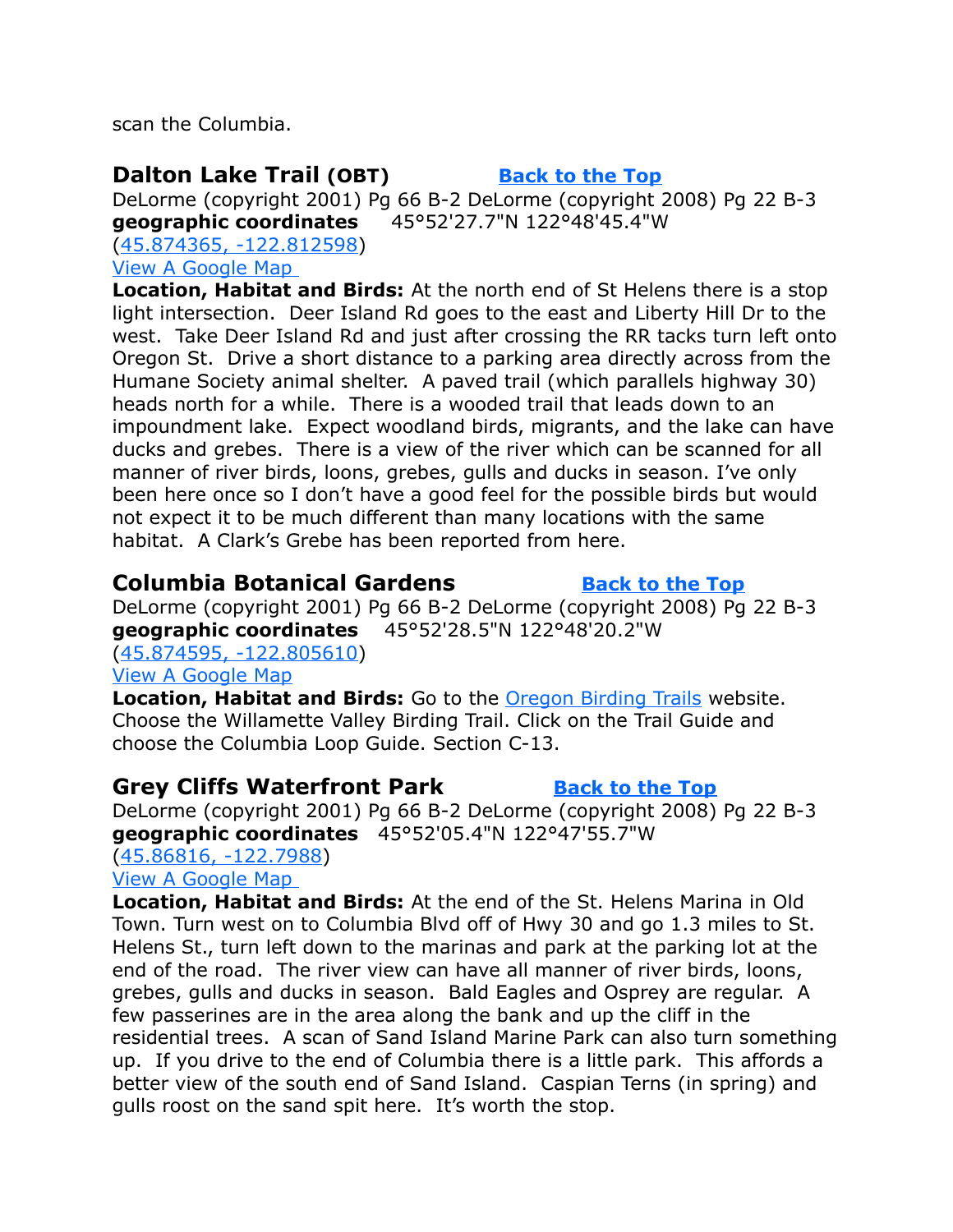scan the Columbia.

## Dalton Lake Trail (OBT)  [Back to the Top]

DeLorme (copyright 2001) Pg 66 B-2 DeLorme (copyright 2008) Pg 22 B-3
**geographic coordinates** 45°52'27.7"N 122°48'45.4"W
(45.874365, -122.812598)
View A Google Map

**Location, Habitat and Birds:** At the north end of St Helens there is a stop light intersection. Deer Island Rd goes to the east and Liberty Hill Dr to the west. Take Deer Island Rd and just after crossing the RR tacks turn left onto Oregon St. Drive a short distance to a parking area directly across from the Humane Society animal shelter. A paved trail (which parallels highway 30) heads north for a while. There is a wooded trail that leads down to an impoundment lake. Expect woodland birds, migrants, and the lake can have ducks and grebes. There is a view of the river which can be scanned for all manner of river birds, loons, grebes, gulls and ducks in season. I've only been here once so I don't have a good feel for the possible birds but would not expect it to be much different than many locations with the same habitat. A Clark's Grebe has been reported from here.

## Columbia Botanical Gardens  [Back to the Top]

DeLorme (copyright 2001) Pg 66 B-2 DeLorme (copyright 2008) Pg 22 B-3
**geographic coordinates** 45°52'28.5"N 122°48'20.2"W
(45.874595, -122.805610)
View A Google Map

**Location, Habitat and Birds:** Go to the Oregon Birding Trails website. Choose the Willamette Valley Birding Trail. Click on the Trail Guide and choose the Columbia Loop Guide. Section C-13.

## Grey Cliffs Waterfront Park  [Back to the Top]

DeLorme (copyright 2001) Pg 66 B-2 DeLorme (copyright 2008) Pg 22 B-3
**geographic coordinates** 45°52'05.4"N 122°47'55.7"W
(45.86816, -122.7988)
View A Google Map

**Location, Habitat and Birds:** At the end of the St. Helens Marina in Old Town. Turn west on to Columbia Blvd off of Hwy 30 and go 1.3 miles to St. Helens St., turn left down to the marinas and park at the parking lot at the end of the road. The river view can have all manner of river birds, loons, grebes, gulls and ducks in season. Bald Eagles and Osprey are regular. A few passerines are in the area along the bank and up the cliff in the residential trees. A scan of Sand Island Marine Park can also turn something up. If you drive to the end of Columbia there is a little park. This affords a better view of the south end of Sand Island. Caspian Terns (in spring) and gulls roost on the sand spit here. It's worth the stop.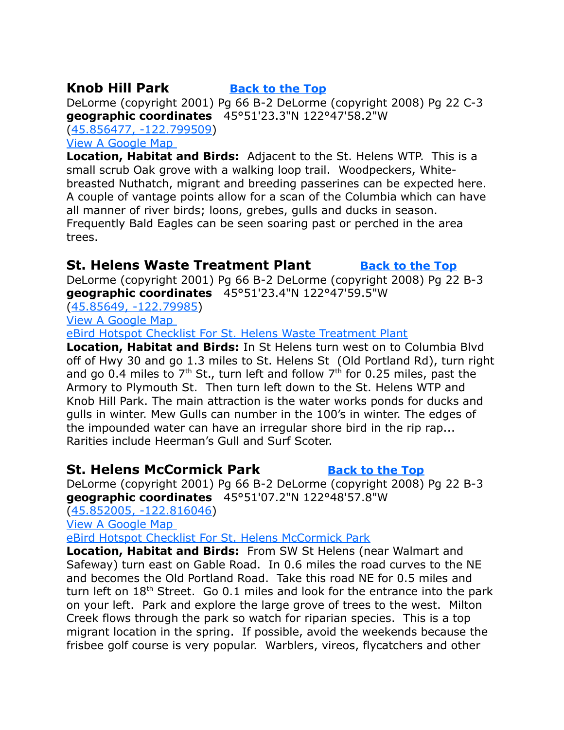## Knob Hill Park [Back to the Top]

DeLorme (copyright 2001) Pg 66 B-2 DeLorme (copyright 2008) Pg 22 C-3
**geographic coordinates** 45°51'23.3"N 122°47'58.2"W
(45.856477, -122.799509)
View A Google Map

**Location, Habitat and Birds:** Adjacent to the St. Helens WTP. This is a small scrub Oak grove with a walking loop trail. Woodpeckers, White-breasted Nuthatch, migrant and breeding passerines can be expected here. A couple of vantage points allow for a scan of the Columbia which can have all manner of river birds; loons, grebes, gulls and ducks in season. Frequently Bald Eagles can be seen soaring past or perched in the area trees.

## St. Helens Waste Treatment Plant [Back to the Top]

DeLorme (copyright 2001) Pg 66 B-2 DeLorme (copyright 2008) Pg 22 B-3
**geographic coordinates** 45°51'23.4"N 122°47'59.5"W
(45.85649, -122.79985)
View A Google Map
eBird Hotspot Checklist For St. Helens Waste Treatment Plant

**Location, Habitat and Birds:** In St Helens turn west on to Columbia Blvd off of Hwy 30 and go 1.3 miles to St. Helens St (Old Portland Rd), turn right and go 0.4 miles to 7th St., turn left and follow 7th for 0.25 miles, past the Armory to Plymouth St. Then turn left down to the St. Helens WTP and Knob Hill Park. The main attraction is the water works ponds for ducks and gulls in winter. Mew Gulls can number in the 100's in winter. The edges of the impounded water can have an irregular shore bird in the rip rap... Rarities include Heerman's Gull and Surf Scoter.

## St. Helens McCormick Park [Back to the Top]

DeLorme (copyright 2001) Pg 66 B-2 DeLorme (copyright 2008) Pg 22 B-3
**geographic coordinates** 45°51'07.2"N 122°48'57.8"W
(45.852005, -122.816046)
View A Google Map
eBird Hotspot Checklist For St. Helens McCormick Park

**Location, Habitat and Birds:** From SW St Helens (near Walmart and Safeway) turn east on Gable Road. In 0.6 miles the road curves to the NE and becomes the Old Portland Road. Take this road NE for 0.5 miles and turn left on 18th Street. Go 0.1 miles and look for the entrance into the park on your left. Park and explore the large grove of trees to the west. Milton Creek flows through the park so watch for riparian species. This is a top migrant location in the spring. If possible, avoid the weekends because the frisbee golf course is very popular. Warblers, vireos, flycatchers and other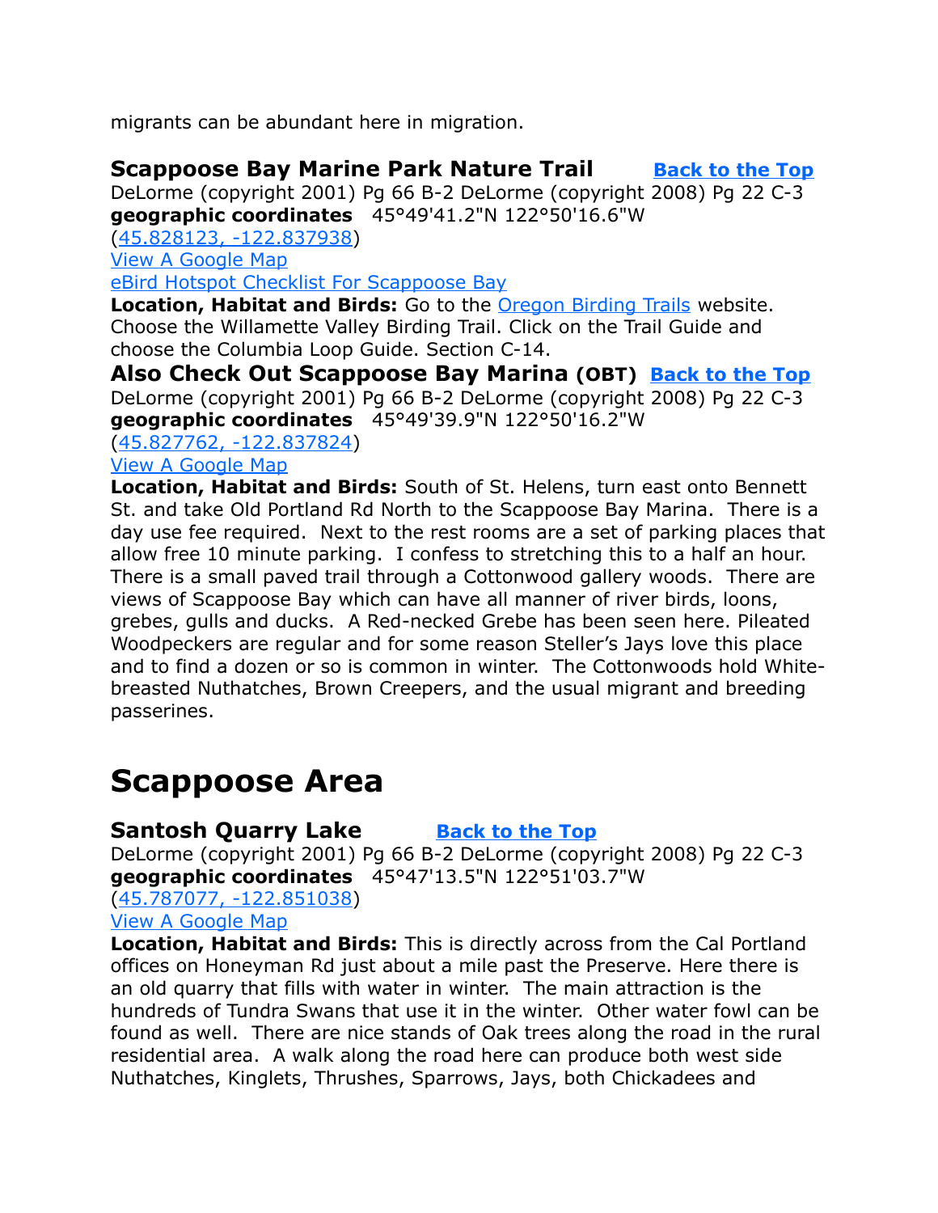migrants can be abundant here in migration.

### Scappoose Bay Marine Park Nature Trail [Back to the Top]

DeLorme (copyright 2001) Pg 66 B-2 DeLorme (copyright 2008) Pg 22 C-3
**geographic coordinates** 45°49'41.2"N 122°50'16.6"W
(45.828123, -122.837938)
View A Google Map
eBird Hotspot Checklist For Scappoose Bay
**Location, Habitat and Birds:** Go to the Oregon Birding Trails website. Choose the Willamette Valley Birding Trail. Click on the Trail Guide and choose the Columbia Loop Guide. Section C-14.

### Also Check Out Scappoose Bay Marina (OBT) [Back to the Top]

DeLorme (copyright 2001) Pg 66 B-2 DeLorme (copyright 2008) Pg 22 C-3
**geographic coordinates** 45°49'39.9"N 122°50'16.2"W
(45.827762, -122.837824)
View A Google Map
**Location, Habitat and Birds:** South of St. Helens, turn east onto Bennett St. and take Old Portland Rd North to the Scappoose Bay Marina. There is a day use fee required. Next to the rest rooms are a set of parking places that allow free 10 minute parking. I confess to stretching this to a half an hour. There is a small paved trail through a Cottonwood gallery woods. There are views of Scappoose Bay which can have all manner of river birds, loons, grebes, gulls and ducks. A Red-necked Grebe has been seen here. Pileated Woodpeckers are regular and for some reason Steller's Jays love this place and to find a dozen or so is common in winter. The Cottonwoods hold White-breasted Nuthatches, Brown Creepers, and the usual migrant and breeding passerines.

# Scappoose Area

### Santosh Quarry Lake [Back to the Top]

DeLorme (copyright 2001) Pg 66 B-2 DeLorme (copyright 2008) Pg 22 C-3
**geographic coordinates** 45°47'13.5"N 122°51'03.7"W
(45.787077, -122.851038)
View A Google Map
**Location, Habitat and Birds:** This is directly across from the Cal Portland offices on Honeyman Rd just about a mile past the Preserve. Here there is an old quarry that fills with water in winter. The main attraction is the hundreds of Tundra Swans that use it in the winter. Other water fowl can be found as well. There are nice stands of Oak trees along the road in the rural residential area. A walk along the road here can produce both west side Nuthatches, Kinglets, Thrushes, Sparrows, Jays, both Chickadees and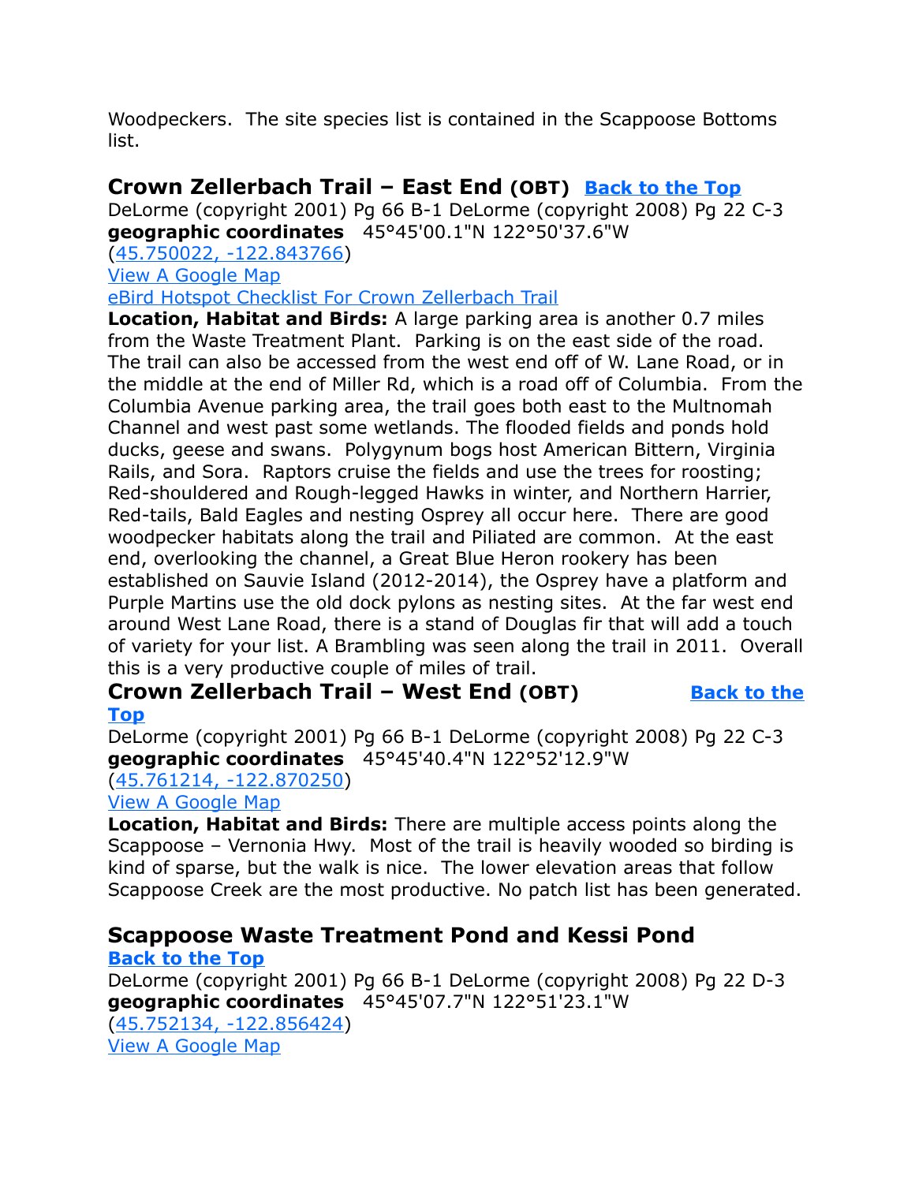Woodpeckers. The site species list is contained in the Scappoose Bottoms list.

## Crown Zellerbach Trail – East End (OBT) [Back to the Top]

DeLorme (copyright 2001) Pg 66 B-1 DeLorme (copyright 2008) Pg 22 C-3
**geographic coordinates** 45°45'00.1"N 122°50'37.6"W
(45.750022, -122.843766)
View A Google Map
eBird Hotspot Checklist For Crown Zellerbach Trail

**Location, Habitat and Birds:** A large parking area is another 0.7 miles from the Waste Treatment Plant. Parking is on the east side of the road. The trail can also be accessed from the west end off of W. Lane Road, or in the middle at the end of Miller Rd, which is a road off of Columbia. From the Columbia Avenue parking area, the trail goes both east to the Multnomah Channel and west past some wetlands. The flooded fields and ponds hold ducks, geese and swans. Polygynum bogs host American Bittern, Virginia Rails, and Sora. Raptors cruise the fields and use the trees for roosting; Red-shouldered and Rough-legged Hawks in winter, and Northern Harrier, Red-tails, Bald Eagles and nesting Osprey all occur here. There are good woodpecker habitats along the trail and Piliated are common. At the east end, overlooking the channel, a Great Blue Heron rookery has been established on Sauvie Island (2012-2014), the Osprey have a platform and Purple Martins use the old dock pylons as nesting sites. At the far west end around West Lane Road, there is a stand of Douglas fir that will add a touch of variety for your list. A Brambling was seen along the trail in 2011. Overall this is a very productive couple of miles of trail.

## Crown Zellerbach Trail – West End (OBT) [Back to the Top]

DeLorme (copyright 2001) Pg 66 B-1 DeLorme (copyright 2008) Pg 22 C-3
**geographic coordinates** 45°45'40.4"N 122°52'12.9"W
(45.761214, -122.870250)
View A Google Map

**Location, Habitat and Birds:** There are multiple access points along the Scappoose – Vernonia Hwy. Most of the trail is heavily wooded so birding is kind of sparse, but the walk is nice. The lower elevation areas that follow Scappoose Creek are the most productive. No patch list has been generated.

## Scappoose Waste Treatment Pond and Kessi Pond

[Back to the Top]

DeLorme (copyright 2001) Pg 66 B-1 DeLorme (copyright 2008) Pg 22 D-3
**geographic coordinates** 45°45'07.7"N 122°51'23.1"W
(45.752134, -122.856424)
View A Google Map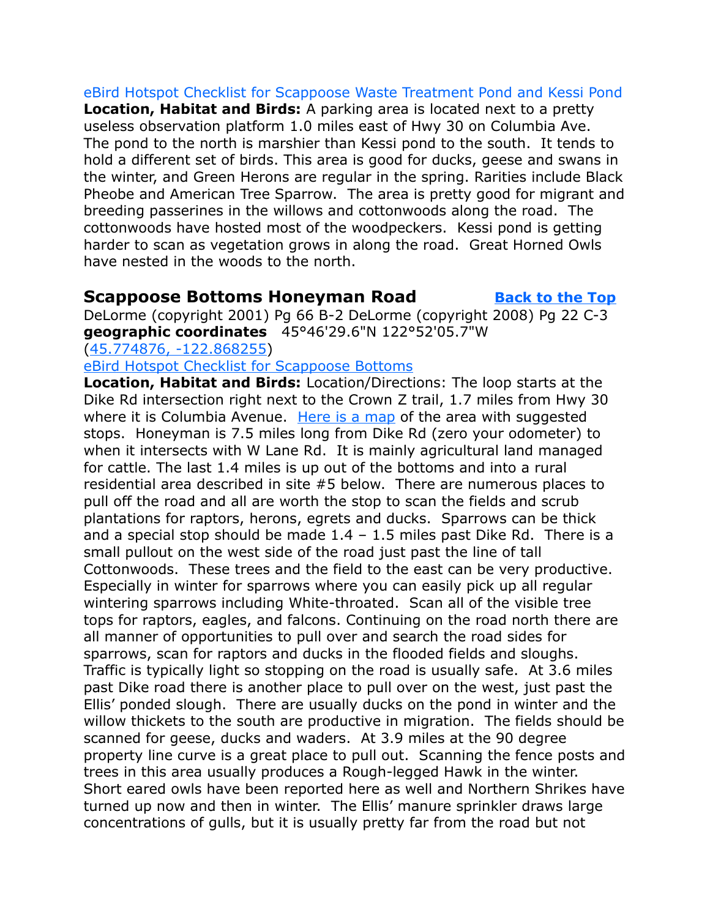[eBird Hotspot Checklist for Scappoose Waste Treatment Pond and Kessi Pond]

**Location, Habitat and Birds:** A parking area is located next to a pretty useless observation platform 1.0 miles east of Hwy 30 on Columbia Ave. The pond to the north is marshier than Kessi pond to the south. It tends to hold a different set of birds. This area is good for ducks, geese and swans in the winter, and Green Herons are regular in the spring. Rarities include Black Pheobe and American Tree Sparrow. The area is pretty good for migrant and breeding passerines in the willows and cottonwoods along the road. The cottonwoods have hosted most of the woodpeckers. Kessi pond is getting harder to scan as vegetation grows in along the road. Great Horned Owls have nested in the woods to the north.

## Scappoose Bottoms Honeyman Road

[Back to the Top]

DeLorme (copyright 2001) Pg 66 B-2 DeLorme (copyright 2008) Pg 22 C-3
**geographic coordinates** 45°46'29.6"N 122°52'05.7"W
([45.774876, -122.868255])

[eBird Hotspot Checklist for Scappoose Bottoms]

**Location, Habitat and Birds:** Location/Directions: The loop starts at the Dike Rd intersection right next to the Crown Z trail, 1.7 miles from Hwy 30 where it is Columbia Avenue. [Here is a map] of the area with suggested stops. Honeyman is 7.5 miles long from Dike Rd (zero your odometer) to when it intersects with W Lane Rd. It is mainly agricultural land managed for cattle. The last 1.4 miles is up out of the bottoms and into a rural residential area described in site #5 below. There are numerous places to pull off the road and all are worth the stop to scan the fields and scrub plantations for raptors, herons, egrets and ducks. Sparrows can be thick and a special stop should be made 1.4 – 1.5 miles past Dike Rd. There is a small pullout on the west side of the road just past the line of tall Cottonwoods. These trees and the field to the east can be very productive. Especially in winter for sparrows where you can easily pick up all regular wintering sparrows including White-throated. Scan all of the visible tree tops for raptors, eagles, and falcons. Continuing on the road north there are all manner of opportunities to pull over and search the road sides for sparrows, scan for raptors and ducks in the flooded fields and sloughs. Traffic is typically light so stopping on the road is usually safe. At 3.6 miles past Dike road there is another place to pull over on the west, just past the Ellis' ponded slough. There are usually ducks on the pond in winter and the willow thickets to the south are productive in migration. The fields should be scanned for geese, ducks and waders. At 3.9 miles at the 90 degree property line curve is a great place to pull out. Scanning the fence posts and trees in this area usually produces a Rough-legged Hawk in the winter. Short eared owls have been reported here as well and Northern Shrikes have turned up now and then in winter. The Ellis' manure sprinkler draws large concentrations of gulls, but it is usually pretty far from the road but not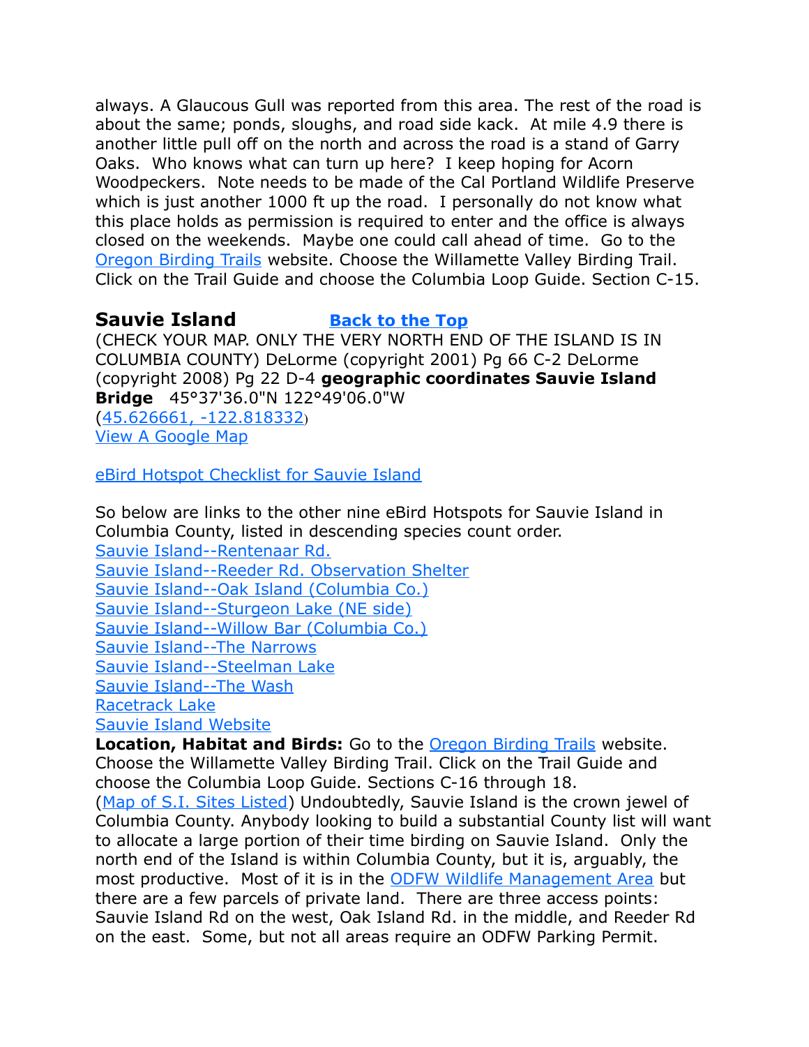always. A Glaucous Gull was reported from this area. The rest of the road is about the same; ponds, sloughs, and road side kack. At mile 4.9 there is another little pull off on the north and across the road is a stand of Garry Oaks. Who knows what can turn up here? I keep hoping for Acorn Woodpeckers. Note needs to be made of the Cal Portland Wildlife Preserve which is just another 1000 ft up the road. I personally do not know what this place holds as permission is required to enter and the office is always closed on the weekends. Maybe one could call ahead of time. Go to the Oregon Birding Trails website. Choose the Willamette Valley Birding Trail. Click on the Trail Guide and choose the Columbia Loop Guide. Section C-15.

## Sauvie Island

**Back to the Top**

(CHECK YOUR MAP. ONLY THE VERY NORTH END OF THE ISLAND IS IN COLUMBIA COUNTY) DeLorme (copyright 2001) Pg 66 C-2 DeLorme (copyright 2008) Pg 22 D-4 **geographic coordinates Sauvie Island Bridge** 45°37'36.0"N 122°49'06.0"W
(45.626661, -122.818332)
View A Google Map

eBird Hotspot Checklist for Sauvie Island

So below are links to the other nine eBird Hotspots for Sauvie Island in Columbia County, listed in descending species count order.
Sauvie Island--Rentenaar Rd.
Sauvie Island--Reeder Rd. Observation Shelter
Sauvie Island--Oak Island (Columbia Co.)
Sauvie Island--Sturgeon Lake (NE side)
Sauvie Island--Willow Bar (Columbia Co.)
Sauvie Island--The Narrows
Sauvie Island--Steelman Lake
Sauvie Island--The Wash
Racetrack Lake
Sauvie Island Website

**Location, Habitat and Birds:** Go to the Oregon Birding Trails website. Choose the Willamette Valley Birding Trail. Click on the Trail Guide and choose the Columbia Loop Guide. Sections C-16 through 18.
(Map of S.I. Sites Listed) Undoubtedly, Sauvie Island is the crown jewel of Columbia County. Anybody looking to build a substantial County list will want to allocate a large portion of their time birding on Sauvie Island. Only the north end of the Island is within Columbia County, but it is, arguably, the most productive. Most of it is in the ODFW Wildlife Management Area but there are a few parcels of private land. There are three access points: Sauvie Island Rd on the west, Oak Island Rd. in the middle, and Reeder Rd on the east. Some, but not all areas require an ODFW Parking Permit.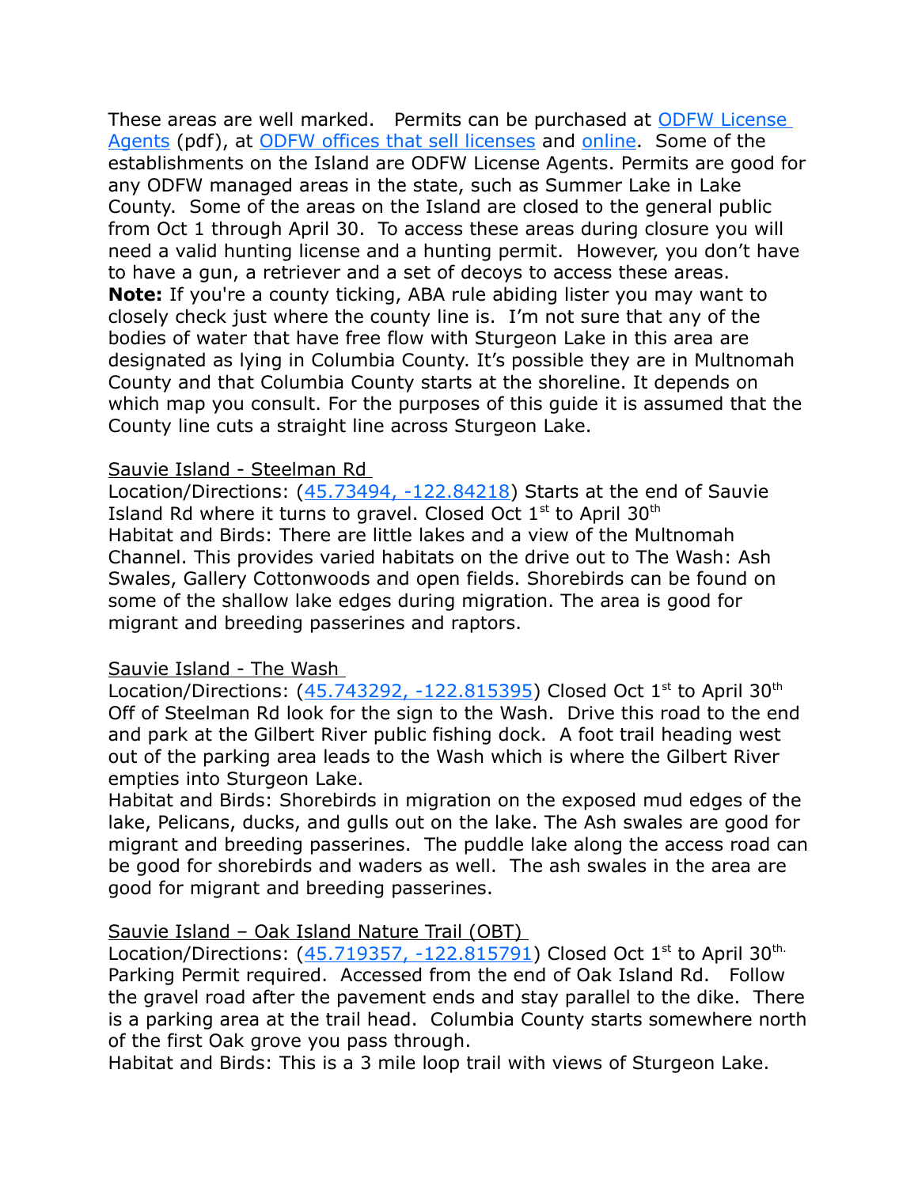These areas are well marked. Permits can be purchased at [ODFW License Agents](#) (pdf), at [ODFW offices that sell licenses](#) and [online](#). Some of the establishments on the Island are ODFW License Agents. Permits are good for any ODFW managed areas in the state, such as Summer Lake in Lake County. Some of the areas on the Island are closed to the general public from Oct 1 through April 30. To access these areas during closure you will need a valid hunting license and a hunting permit. However, you don't have to have a gun, a retriever and a set of decoys to access these areas.

**Note:** If you're a county ticking, ABA rule abiding lister you may want to closely check just where the county line is. I'm not sure that any of the bodies of water that have free flow with Sturgeon Lake in this area are designated as lying in Columbia County. It's possible they are in Multnomah County and that Columbia County starts at the shoreline. It depends on which map you consult. For the purposes of this guide it is assumed that the County line cuts a straight line across Sturgeon Lake.

Sauvie Island - Steelman Rd

Location/Directions: ([45.73494, -122.84218](#)) Starts at the end of Sauvie Island Rd where it turns to gravel. Closed Oct 1st to April 30th

Habitat and Birds: There are little lakes and a view of the Multnomah Channel. This provides varied habitats on the drive out to The Wash: Ash Swales, Gallery Cottonwoods and open fields. Shorebirds can be found on some of the shallow lake edges during migration. The area is good for migrant and breeding passerines and raptors.

Sauvie Island - The Wash

Location/Directions: ([45.743292, -122.815395](#)) Closed Oct 1st to April 30th Off of Steelman Rd look for the sign to the Wash. Drive this road to the end and park at the Gilbert River public fishing dock. A foot trail heading west out of the parking area leads to the Wash which is where the Gilbert River empties into Sturgeon Lake.

Habitat and Birds: Shorebirds in migration on the exposed mud edges of the lake, Pelicans, ducks, and gulls out on the lake. The Ash swales are good for migrant and breeding passerines. The puddle lake along the access road can be good for shorebirds and waders as well. The ash swales in the area are good for migrant and breeding passerines.

Sauvie Island – Oak Island Nature Trail (OBT)

Location/Directions: ([45.719357, -122.815791](#)) Closed Oct 1st to April 30th. Parking Permit required. Accessed from the end of Oak Island Rd. Follow the gravel road after the pavement ends and stay parallel to the dike. There is a parking area at the trail head. Columbia County starts somewhere north of the first Oak grove you pass through.

Habitat and Birds: This is a 3 mile loop trail with views of Sturgeon Lake.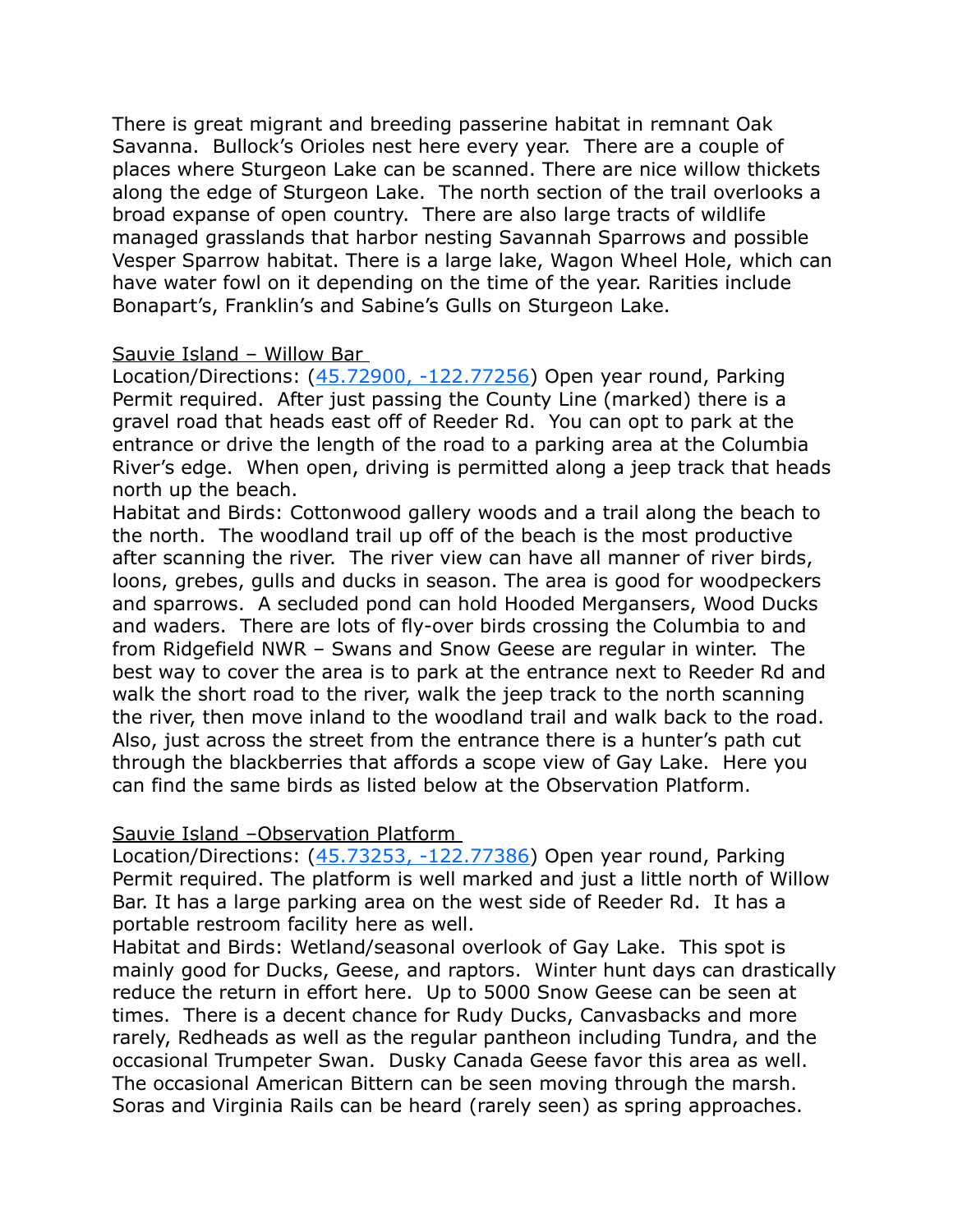There is great migrant and breeding passerine habitat in remnant Oak Savanna. Bullock's Orioles nest here every year. There are a couple of places where Sturgeon Lake can be scanned. There are nice willow thickets along the edge of Sturgeon Lake. The north section of the trail overlooks a broad expanse of open country. There are also large tracts of wildlife managed grasslands that harbor nesting Savannah Sparrows and possible Vesper Sparrow habitat. There is a large lake, Wagon Wheel Hole, which can have water fowl on it depending on the time of the year. Rarities include Bonapart's, Franklin's and Sabine's Gulls on Sturgeon Lake.

### Sauvie Island – Willow Bar

Location/Directions: ([45.72900, -122.77256](45.72900, -122.77256)) Open year round, Parking Permit required. After just passing the County Line (marked) there is a gravel road that heads east off of Reeder Rd. You can opt to park at the entrance or drive the length of the road to a parking area at the Columbia River's edge. When open, driving is permitted along a jeep track that heads north up the beach.

Habitat and Birds: Cottonwood gallery woods and a trail along the beach to the north. The woodland trail up off of the beach is the most productive after scanning the river. The river view can have all manner of river birds, loons, grebes, gulls and ducks in season. The area is good for woodpeckers and sparrows. A secluded pond can hold Hooded Mergansers, Wood Ducks and waders. There are lots of fly-over birds crossing the Columbia to and from Ridgefield NWR – Swans and Snow Geese are regular in winter. The best way to cover the area is to park at the entrance next to Reeder Rd and walk the short road to the river, walk the jeep track to the north scanning the river, then move inland to the woodland trail and walk back to the road. Also, just across the street from the entrance there is a hunter's path cut through the blackberries that affords a scope view of Gay Lake. Here you can find the same birds as listed below at the Observation Platform.

### Sauvie Island –Observation Platform

Location/Directions: ([45.73253, -122.77386](45.73253, -122.77386)) Open year round, Parking Permit required. The platform is well marked and just a little north of Willow Bar. It has a large parking area on the west side of Reeder Rd. It has a portable restroom facility here as well.

Habitat and Birds: Wetland/seasonal overlook of Gay Lake. This spot is mainly good for Ducks, Geese, and raptors. Winter hunt days can drastically reduce the return in effort here. Up to 5000 Snow Geese can be seen at times. There is a decent chance for Rudy Ducks, Canvasbacks and more rarely, Redheads as well as the regular pantheon including Tundra, and the occasional Trumpeter Swan. Dusky Canada Geese favor this area as well. The occasional American Bittern can be seen moving through the marsh. Soras and Virginia Rails can be heard (rarely seen) as spring approaches.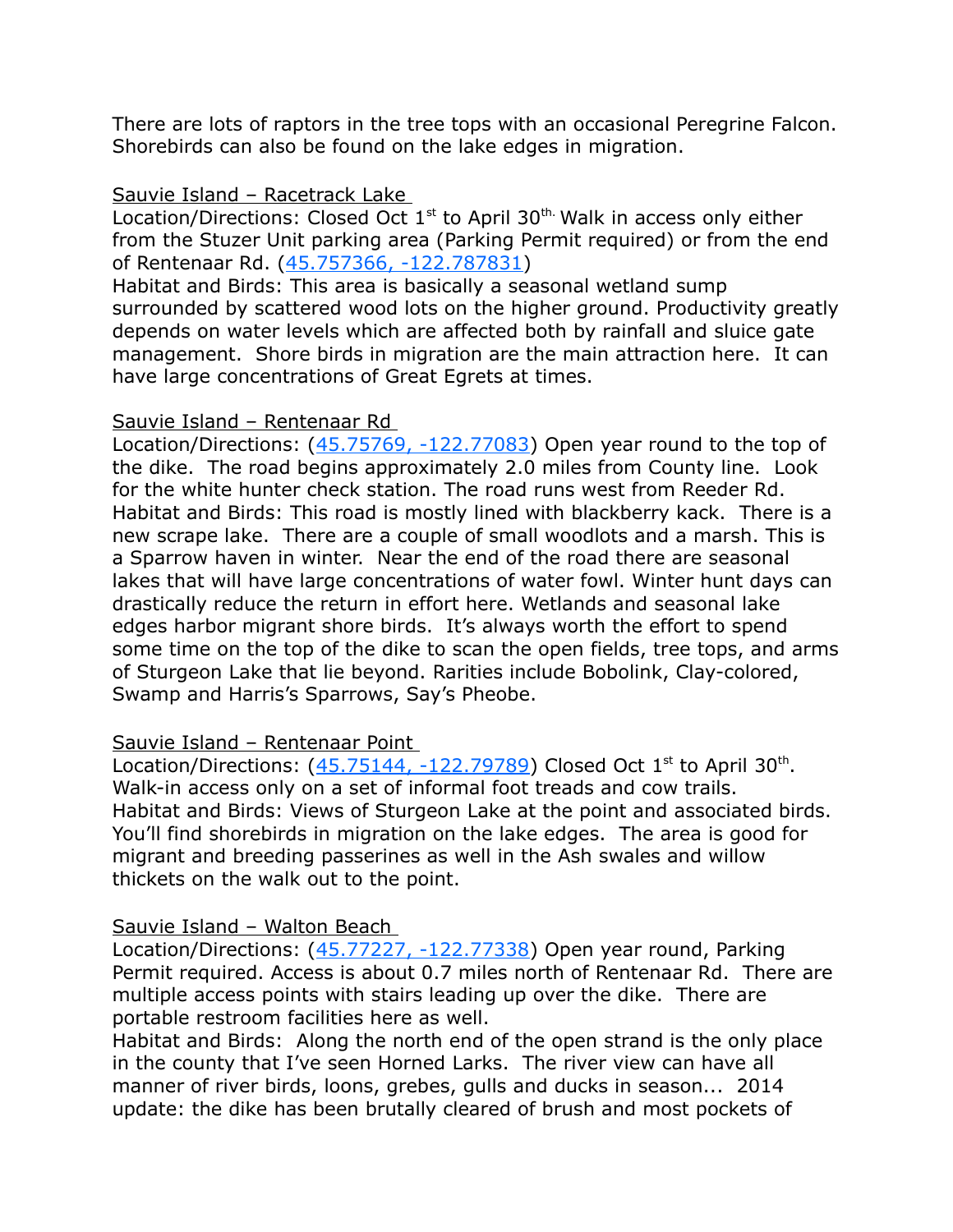There are lots of raptors in the tree tops with an occasional Peregrine Falcon. Shorebirds can also be found on the lake edges in migration.

Sauvie Island – Racetrack Lake

Location/Directions: Closed Oct 1st to April 30th. Walk in access only either from the Stuzer Unit parking area (Parking Permit required) or from the end of Rentenaar Rd. ([45.757366, -122.787831](45.757366, -122.787831))

Habitat and Birds: This area is basically a seasonal wetland sump surrounded by scattered wood lots on the higher ground. Productivity greatly depends on water levels which are affected both by rainfall and sluice gate management. Shore birds in migration are the main attraction here. It can have large concentrations of Great Egrets at times.

Sauvie Island – Rentenaar Rd

Location/Directions: (45.75769, -122.77083) Open year round to the top of the dike. The road begins approximately 2.0 miles from County line. Look for the white hunter check station. The road runs west from Reeder Rd.

Habitat and Birds: This road is mostly lined with blackberry kack. There is a new scrape lake. There are a couple of small woodlots and a marsh. This is a Sparrow haven in winter. Near the end of the road there are seasonal lakes that will have large concentrations of water fowl. Winter hunt days can drastically reduce the return in effort here. Wetlands and seasonal lake edges harbor migrant shore birds. It's always worth the effort to spend some time on the top of the dike to scan the open fields, tree tops, and arms of Sturgeon Lake that lie beyond. Rarities include Bobolink, Clay-colored, Swamp and Harris's Sparrows, Say's Pheobe.

Sauvie Island – Rentenaar Point

Location/Directions: (45.75144, -122.79789) Closed Oct 1st to April 30th. Walk-in access only on a set of informal foot treads and cow trails.

Habitat and Birds: Views of Sturgeon Lake at the point and associated birds. You'll find shorebirds in migration on the lake edges. The area is good for migrant and breeding passerines as well in the Ash swales and willow thickets on the walk out to the point.

Sauvie Island – Walton Beach

Location/Directions: (45.77227, -122.77338) Open year round, Parking Permit required. Access is about 0.7 miles north of Rentenaar Rd. There are multiple access points with stairs leading up over the dike. There are portable restroom facilities here as well.

Habitat and Birds: Along the north end of the open strand is the only place in the county that I've seen Horned Larks. The river view can have all manner of river birds, loons, grebes, gulls and ducks in season... 2014 update: the dike has been brutally cleared of brush and most pockets of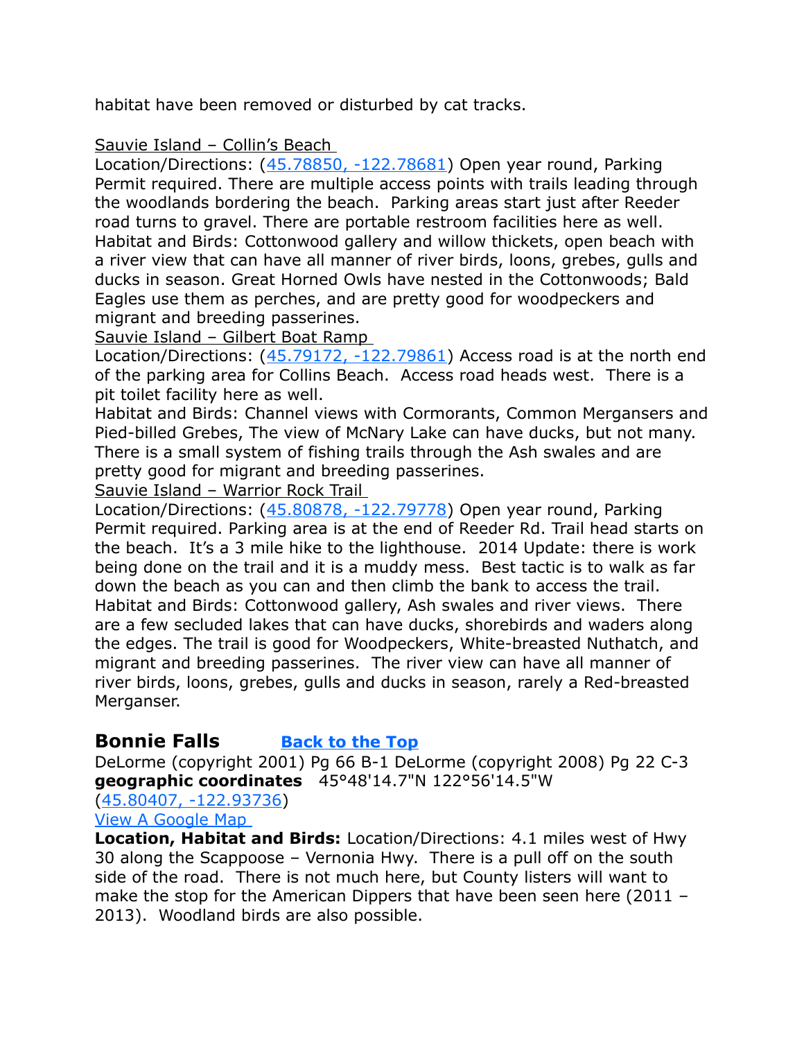habitat have been removed or disturbed by cat tracks.

Sauvie Island – Collin's Beach
Location/Directions: ([45.78850, -122.78681]) Open year round, Parking Permit required. There are multiple access points with trails leading through the woodlands bordering the beach. Parking areas start just after Reeder road turns to gravel. There are portable restroom facilities here as well.
Habitat and Birds: Cottonwood gallery and willow thickets, open beach with a river view that can have all manner of river birds, loons, grebes, gulls and ducks in season. Great Horned Owls have nested in the Cottonwoods; Bald Eagles use them as perches, and are pretty good for woodpeckers and migrant and breeding passerines.

Sauvie Island – Gilbert Boat Ramp
Location/Directions: ([45.79172, -122.79861]) Access road is at the north end of the parking area for Collins Beach. Access road heads west. There is a pit toilet facility here as well.
Habitat and Birds: Channel views with Cormorants, Common Mergansers and Pied-billed Grebes, The view of McNary Lake can have ducks, but not many. There is a small system of fishing trails through the Ash swales and are pretty good for migrant and breeding passerines.

Sauvie Island – Warrior Rock Trail
Location/Directions: ([45.80878, -122.79778]) Open year round, Parking Permit required. Parking area is at the end of Reeder Rd. Trail head starts on the beach. It's a 3 mile hike to the lighthouse. 2014 Update: there is work being done on the trail and it is a muddy mess. Best tactic is to walk as far down the beach as you can and then climb the bank to access the trail.
Habitat and Birds: Cottonwood gallery, Ash swales and river views. There are a few secluded lakes that can have ducks, shorebirds and waders along the edges. The trail is good for Woodpeckers, White-breasted Nuthatch, and migrant and breeding passerines. The river view can have all manner of river birds, loons, grebes, gulls and ducks in season, rarely a Red-breasted Merganser.

## Bonnie Falls  Back to the Top

DeLorme (copyright 2001) Pg 66 B-1 DeLorme (copyright 2008) Pg 22 C-3
**geographic coordinates** 45°48'14.7"N 122°56'14.5"W
([45.80407, -122.93736])
View A Google Map
**Location, Habitat and Birds:** Location/Directions: 4.1 miles west of Hwy 30 along the Scappoose – Vernonia Hwy. There is a pull off on the south side of the road. There is not much here, but County listers will want to make the stop for the American Dippers that have been seen here (2011 – 2013). Woodland birds are also possible.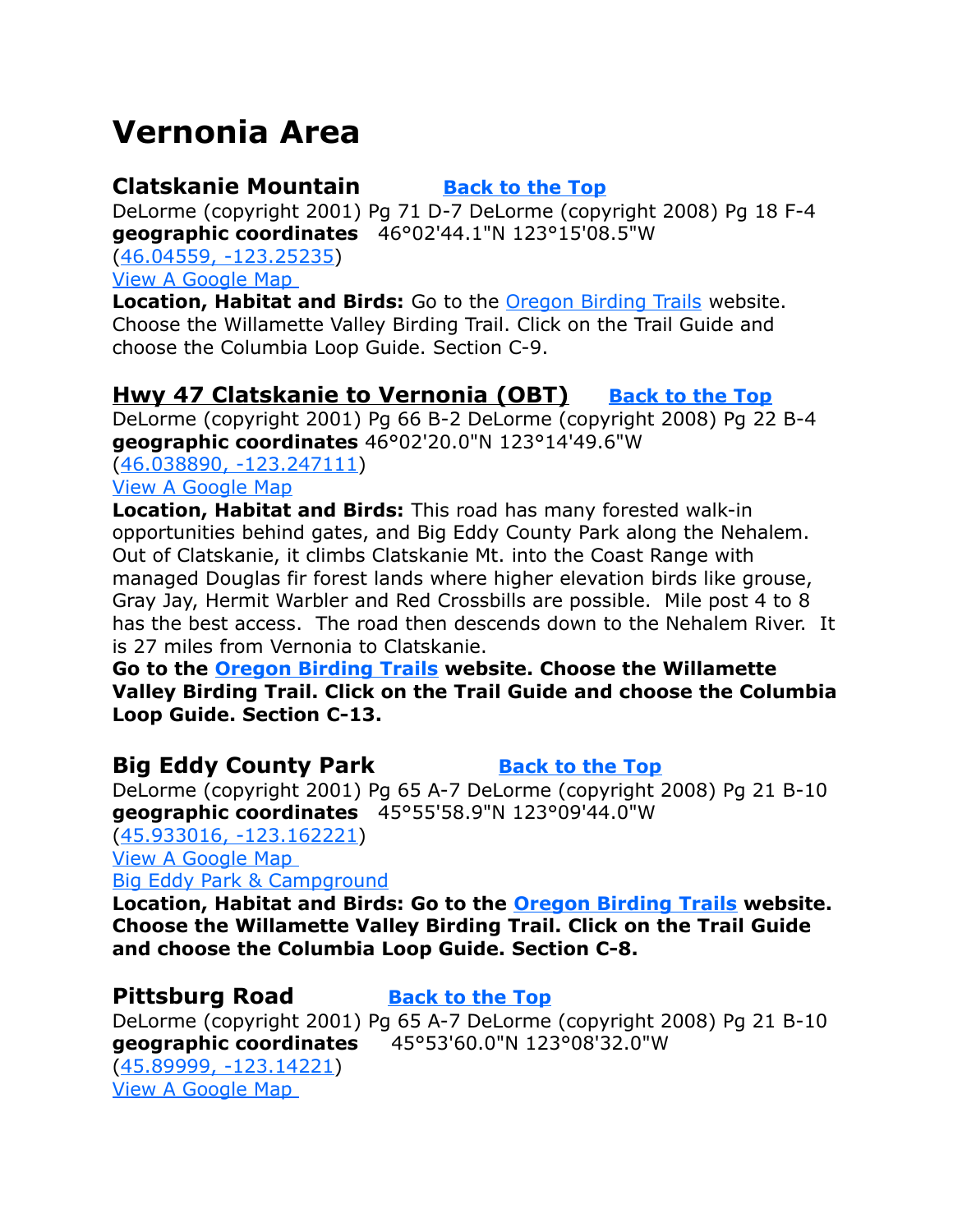# Vernonia Area

## Clatskanie Mountain **Back to the Top**

DeLorme (copyright 2001) Pg 71 D-7 DeLorme (copyright 2008) Pg 18 F-4
**geographic coordinates** 46°02'44.1"N 123°15'08.5"W
(46.04559, -123.25235)
View A Google Map
**Location, Habitat and Birds:** Go to the Oregon Birding Trails website. Choose the Willamette Valley Birding Trail. Click on the Trail Guide and choose the Columbia Loop Guide. Section C-9.

## Hwy 47 Clatskanie to Vernonia (OBT) **Back to the Top**

DeLorme (copyright 2001) Pg 66 B-2 DeLorme (copyright 2008) Pg 22 B-4
**geographic coordinates** 46°02'20.0"N 123°14'49.6"W
(46.038890, -123.247111)
View A Google Map
**Location, Habitat and Birds:** This road has many forested walk-in opportunities behind gates, and Big Eddy County Park along the Nehalem. Out of Clatskanie, it climbs Clatskanie Mt. into the Coast Range with managed Douglas fir forest lands where higher elevation birds like grouse, Gray Jay, Hermit Warbler and Red Crossbills are possible. Mile post 4 to 8 has the best access. The road then descends down to the Nehalem River. It is 27 miles from Vernonia to Clatskanie.
**Go to the Oregon Birding Trails website. Choose the Willamette Valley Birding Trail. Click on the Trail Guide and choose the Columbia Loop Guide. Section C-13.**

## Big Eddy County Park **Back to the Top**

DeLorme (copyright 2001) Pg 65 A-7 DeLorme (copyright 2008) Pg 21 B-10
**geographic coordinates** 45°55'58.9"N 123°09'44.0"W
(45.933016, -123.162221)
View A Google Map
Big Eddy Park & Campground
**Location, Habitat and Birds: Go to the Oregon Birding Trails website. Choose the Willamette Valley Birding Trail. Click on the Trail Guide and choose the Columbia Loop Guide. Section C-8.**

## Pittsburg Road **Back to the Top**

DeLorme (copyright 2001) Pg 65 A-7 DeLorme (copyright 2008) Pg 21 B-10
**geographic coordinates** 45°53'60.0"N 123°08'32.0"W
(45.89999, -123.14221)
View A Google Map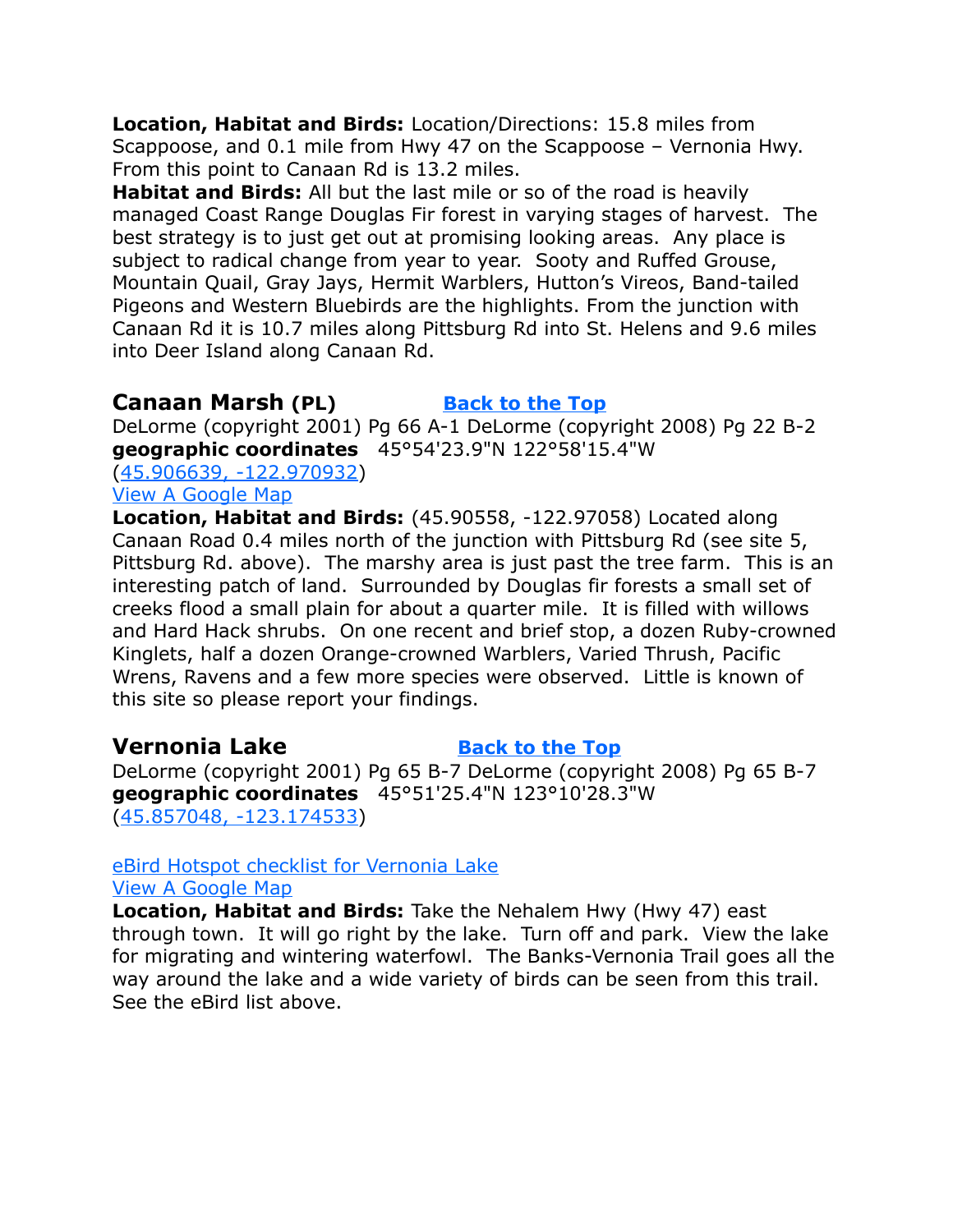**Location, Habitat and Birds:** Location/Directions: 15.8 miles from Scappoose, and 0.1 mile from Hwy 47 on the Scappoose – Vernonia Hwy. From this point to Canaan Rd is 13.2 miles.

**Habitat and Birds:** All but the last mile or so of the road is heavily managed Coast Range Douglas Fir forest in varying stages of harvest. The best strategy is to just get out at promising looking areas. Any place is subject to radical change from year to year. Sooty and Ruffed Grouse, Mountain Quail, Gray Jays, Hermit Warblers, Hutton's Vireos, Band-tailed Pigeons and Western Bluebirds are the highlights. From the junction with Canaan Rd it is 10.7 miles along Pittsburg Rd into St. Helens and 9.6 miles into Deer Island along Canaan Rd.

## Canaan Marsh (PL)        [Back to the Top]

DeLorme (copyright 2001) Pg 66 A-1 DeLorme (copyright 2008) Pg 22 B-2
**geographic coordinates** 45°54'23.9"N 122°58'15.4"W
([45.906639, -122.970932])
[View A Google Map]

**Location, Habitat and Birds:** (45.90558, -122.97058) Located along Canaan Road 0.4 miles north of the junction with Pittsburg Rd (see site 5, Pittsburg Rd. above). The marshy area is just past the tree farm. This is an interesting patch of land. Surrounded by Douglas fir forests a small set of creeks flood a small plain for about a quarter mile. It is filled with willows and Hard Hack shrubs. On one recent and brief stop, a dozen Ruby-crowned Kinglets, half a dozen Orange-crowned Warblers, Varied Thrush, Pacific Wrens, Ravens and a few more species were observed. Little is known of this site so please report your findings.

## Vernonia Lake        [Back to the Top]

DeLorme (copyright 2001) Pg 65 B-7 DeLorme (copyright 2008) Pg 65 B-7
**geographic coordinates** 45°51'25.4"N 123°10'28.3"W
([45.857048, -123.174533])

[eBird Hotspot checklist for Vernonia Lake]
[View A Google Map]

**Location, Habitat and Birds:** Take the Nehalem Hwy (Hwy 47) east through town. It will go right by the lake. Turn off and park. View the lake for migrating and wintering waterfowl. The Banks-Vernonia Trail goes all the way around the lake and a wide variety of birds can be seen from this trail. See the eBird list above.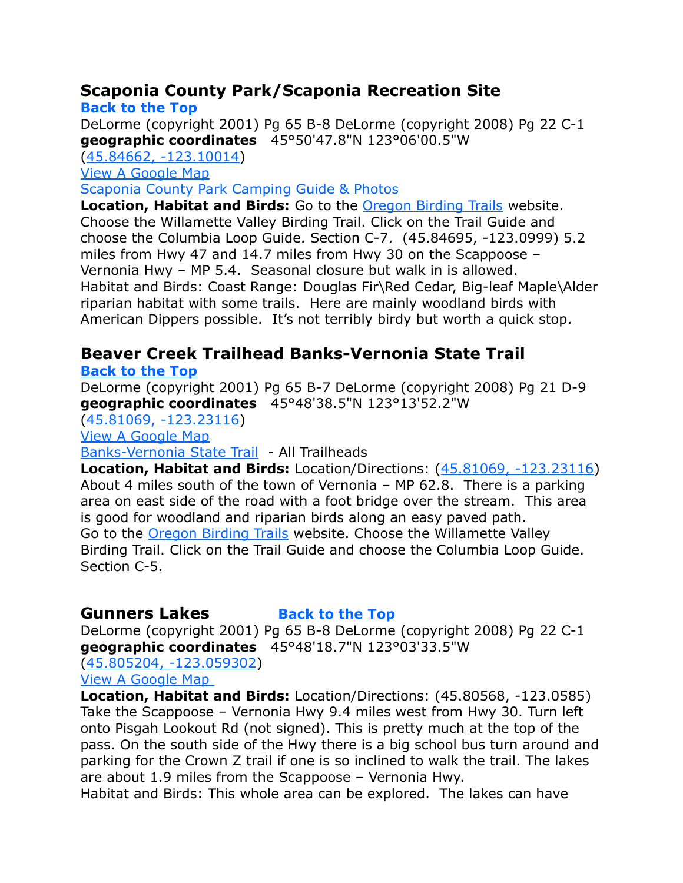## Scaponia County Park/Scaponia Recreation Site

**Back to the Top**

DeLorme (copyright 2001) Pg 65 B-8 DeLorme (copyright 2008) Pg 22 C-1

**geographic coordinates** 45°50'47.8"N 123°06'00.5"W

(45.84662, -123.10014)

View A Google Map

Scaponia County Park Camping Guide & Photos

**Location, Habitat and Birds:** Go to the Oregon Birding Trails website. Choose the Willamette Valley Birding Trail. Click on the Trail Guide and choose the Columbia Loop Guide. Section C-7. (45.84695, -123.0999) 5.2 miles from Hwy 47 and 14.7 miles from Hwy 30 on the Scappoose – Vernonia Hwy – MP 5.4. Seasonal closure but walk in is allowed. Habitat and Birds: Coast Range: Douglas Fir\Red Cedar, Big-leaf Maple\Alder riparian habitat with some trails. Here are mainly woodland birds with American Dippers possible. It's not terribly birdy but worth a quick stop.

## Beaver Creek Trailhead Banks-Vernonia State Trail

**Back to the Top**

DeLorme (copyright 2001) Pg 65 B-7 DeLorme (copyright 2008) Pg 21 D-9

**geographic coordinates** 45°48'38.5"N 123°13'52.2"W

(45.81069, -123.23116)

View A Google Map

Banks-Vernonia State Trail - All Trailheads

**Location, Habitat and Birds:** Location/Directions: (45.81069, -123.23116) About 4 miles south of the town of Vernonia – MP 62.8. There is a parking area on east side of the road with a foot bridge over the stream. This area is good for woodland and riparian birds along an easy paved path. Go to the Oregon Birding Trails website. Choose the Willamette Valley Birding Trail. Click on the Trail Guide and choose the Columbia Loop Guide. Section C-5.

## Gunners Lakes

**Back to the Top**

DeLorme (copyright 2001) Pg 65 B-8 DeLorme (copyright 2008) Pg 22 C-1

**geographic coordinates** 45°48'18.7"N 123°03'33.5"W

(45.805204, -123.059302)

View A Google Map

**Location, Habitat and Birds:** Location/Directions: (45.80568, -123.0585) Take the Scappoose – Vernonia Hwy 9.4 miles west from Hwy 30. Turn left onto Pisgah Lookout Rd (not signed). This is pretty much at the top of the pass. On the south side of the Hwy there is a big school bus turn around and parking for the Crown Z trail if one is so inclined to walk the trail. The lakes are about 1.9 miles from the Scappoose – Vernonia Hwy.

Habitat and Birds: This whole area can be explored. The lakes can have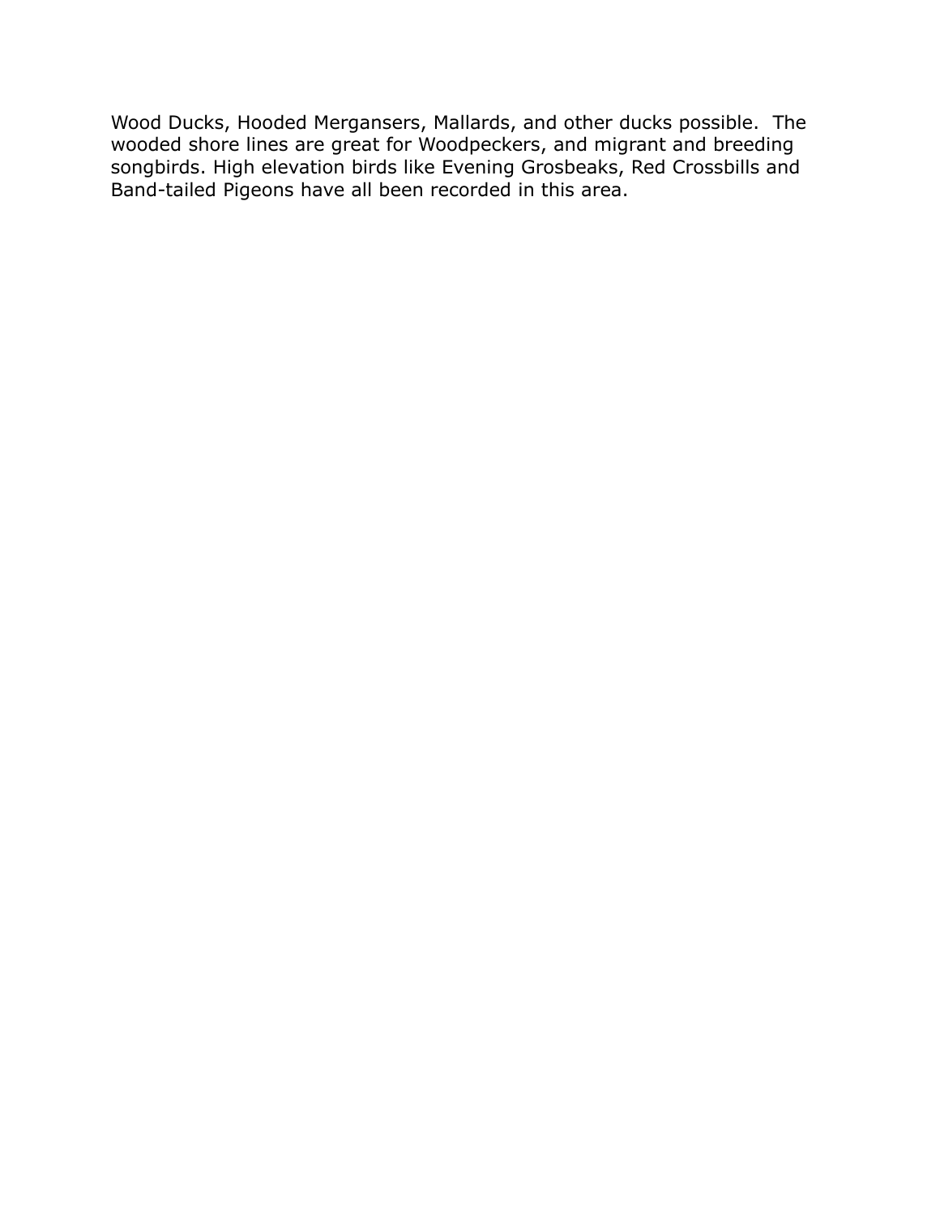Wood Ducks, Hooded Mergansers, Mallards, and other ducks possible. The wooded shore lines are great for Woodpeckers, and migrant and breeding songbirds. High elevation birds like Evening Grosbeaks, Red Crossbills and Band-tailed Pigeons have all been recorded in this area.